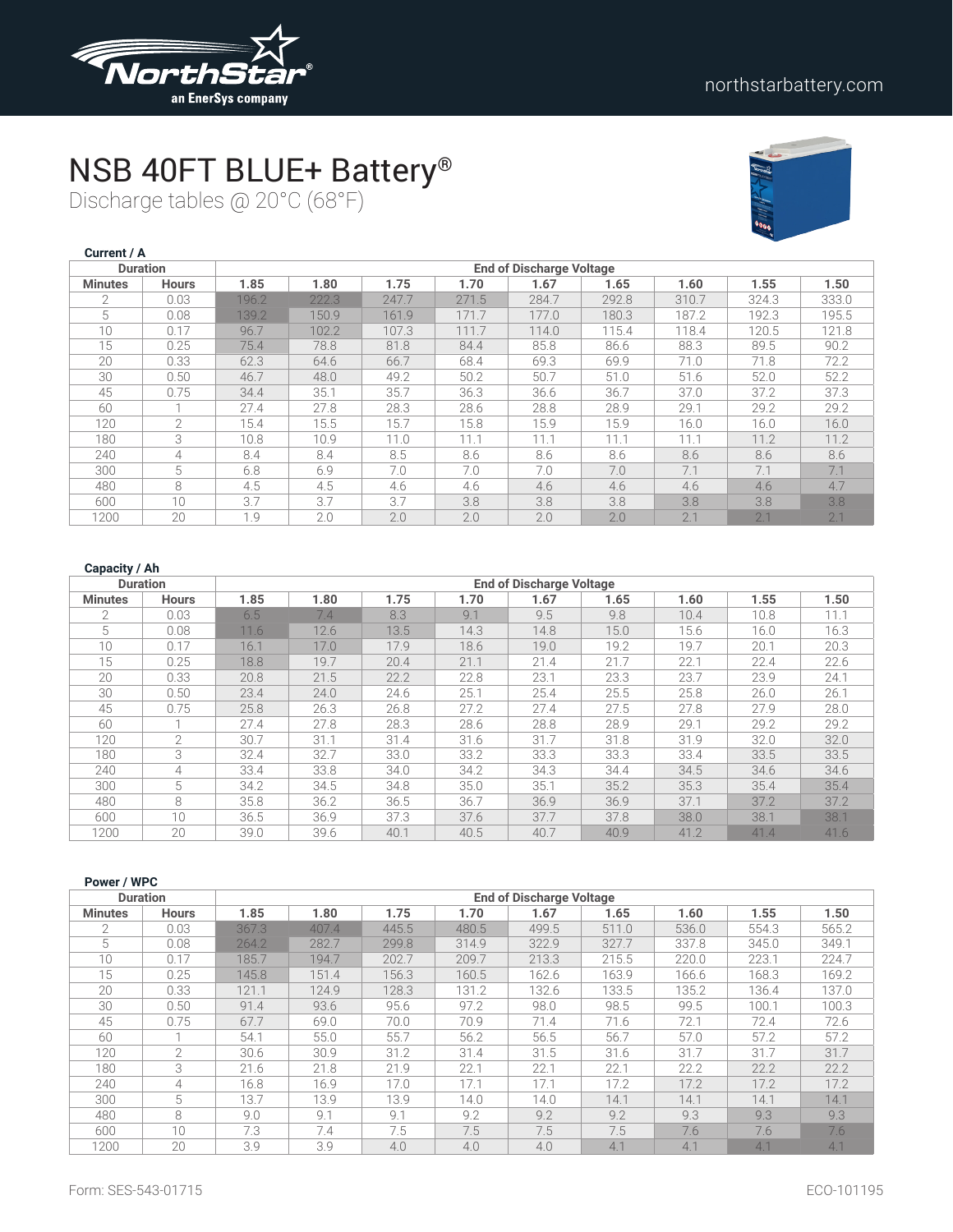NorthStar® an EnerSys company

northstarbattery.com

# NSB 40FT BLUE+ Battery®

## Discharge tables @ 20°C (68°F)

### Current / A

| Duration | | End of Discharge Voltage | | | | | | | | |
|---|---|---|---|---|---|---|---|---|---|---|
| Minutes | Hours | 1.85 | 1.80 | 1.75 | 1.70 | 1.67 | 1.65 | 1.60 | 1.55 | 1.50 |
| 2 | 0.03 | 196.2 | 222.3 | 247.7 | 271.5 | 284.7 | 292.8 | 310.7 | 324.3 | 333.0 |
| 5 | 0.08 | 139.2 | 150.9 | 161.9 | 171.7 | 177.0 | 180.3 | 187.2 | 192.3 | 195.5 |
| 10 | 0.17 | 96.7 | 102.2 | 107.3 | 111.7 | 114.0 | 115.4 | 118.4 | 120.5 | 121.8 |
| 15 | 0.25 | 75.4 | 78.8 | 81.8 | 84.4 | 85.8 | 86.6 | 88.3 | 89.5 | 90.2 |
| 20 | 0.33 | 62.3 | 64.6 | 66.7 | 68.4 | 69.3 | 69.9 | 71.0 | 71.8 | 72.2 |
| 30 | 0.50 | 46.7 | 48.0 | 49.2 | 50.2 | 50.7 | 51.0 | 51.6 | 52.0 | 52.2 |
| 45 | 0.75 | 34.4 | 35.1 | 35.7 | 36.3 | 36.6 | 36.7 | 37.0 | 37.2 | 37.3 |
| 60 | 1 | 27.4 | 27.8 | 28.3 | 28.6 | 28.8 | 28.9 | 29.1 | 29.2 | 29.2 |
| 120 | 2 | 15.4 | 15.5 | 15.7 | 15.8 | 15.9 | 15.9 | 16.0 | 16.0 | 16.0 |
| 180 | 3 | 10.8 | 10.9 | 11.0 | 11.1 | 11.1 | 11.1 | 11.1 | 11.2 | 11.2 |
| 240 | 4 | 8.4 | 8.4 | 8.5 | 8.6 | 8.6 | 8.6 | 8.6 | 8.6 | 8.6 |
| 300 | 5 | 6.8 | 6.9 | 7.0 | 7.0 | 7.0 | 7.0 | 7.1 | 7.1 | 7.1 |
| 480 | 8 | 4.5 | 4.5 | 4.6 | 4.6 | 4.6 | 4.6 | 4.6 | 4.6 | 4.7 |
| 600 | 10 | 3.7 | 3.7 | 3.7 | 3.8 | 3.8 | 3.8 | 3.8 | 3.8 | 3.8 |
| 1200 | 20 | 1.9 | 2.0 | 2.0 | 2.0 | 2.0 | 2.0 | 2.1 | 2.1 | 2.1 |

### Capacity / Ah

| Duration | | End of Discharge Voltage | | | | | | | | |
|---|---|---|---|---|---|---|---|---|---|---|
| Minutes | Hours | 1.85 | 1.80 | 1.75 | 1.70 | 1.67 | 1.65 | 1.60 | 1.55 | 1.50 |
| 2 | 0.03 | 6.5 | 7.4 | 8.3 | 9.1 | 9.5 | 9.8 | 10.4 | 10.8 | 11.1 |
| 5 | 0.08 | 11.6 | 12.6 | 13.5 | 14.3 | 14.8 | 15.0 | 15.6 | 16.0 | 16.3 |
| 10 | 0.17 | 16.1 | 17.0 | 17.9 | 18.6 | 19.0 | 19.2 | 19.7 | 20.1 | 20.3 |
| 15 | 0.25 | 18.8 | 19.7 | 20.4 | 21.1 | 21.4 | 21.7 | 22.1 | 22.4 | 22.6 |
| 20 | 0.33 | 20.8 | 21.5 | 22.2 | 22.8 | 23.1 | 23.3 | 23.7 | 23.9 | 24.1 |
| 30 | 0.50 | 23.4 | 24.0 | 24.6 | 25.1 | 25.4 | 25.5 | 25.8 | 26.0 | 26.1 |
| 45 | 0.75 | 25.8 | 26.3 | 26.8 | 27.2 | 27.4 | 27.5 | 27.8 | 27.9 | 28.0 |
| 60 | 1 | 27.4 | 27.8 | 28.3 | 28.6 | 28.8 | 28.9 | 29.1 | 29.2 | 29.2 |
| 120 | 2 | 30.7 | 31.1 | 31.4 | 31.6 | 31.7 | 31.8 | 31.9 | 32.0 | 32.0 |
| 180 | 3 | 32.4 | 32.7 | 33.0 | 33.2 | 33.3 | 33.3 | 33.4 | 33.5 | 33.5 |
| 240 | 4 | 33.4 | 33.8 | 34.0 | 34.2 | 34.3 | 34.4 | 34.5 | 34.6 | 34.6 |
| 300 | 5 | 34.2 | 34.5 | 34.8 | 35.0 | 35.1 | 35.2 | 35.3 | 35.4 | 35.4 |
| 480 | 8 | 35.8 | 36.2 | 36.5 | 36.7 | 36.9 | 36.9 | 37.1 | 37.2 | 37.2 |
| 600 | 10 | 36.5 | 36.9 | 37.3 | 37.6 | 37.7 | 37.8 | 38.0 | 38.1 | 38.1 |
| 1200 | 20 | 39.0 | 39.6 | 40.1 | 40.5 | 40.7 | 40.9 | 41.2 | 41.4 | 41.6 |

### Power / WPC

| Duration | | End of Discharge Voltage | | | | | | | | |
|---|---|---|---|---|---|---|---|---|---|---|
| Minutes | Hours | 1.85 | 1.80 | 1.75 | 1.70 | 1.67 | 1.65 | 1.60 | 1.55 | 1.50 |
| 2 | 0.03 | 367.3 | 407.4 | 445.5 | 480.5 | 499.5 | 511.0 | 536.0 | 554.3 | 565.2 |
| 5 | 0.08 | 264.2 | 282.7 | 299.8 | 314.9 | 322.9 | 327.7 | 337.8 | 345.0 | 349.1 |
| 10 | 0.17 | 185.7 | 194.7 | 202.7 | 209.7 | 213.3 | 215.5 | 220.0 | 223.1 | 224.7 |
| 15 | 0.25 | 145.8 | 151.4 | 156.3 | 160.5 | 162.6 | 163.9 | 166.6 | 168.3 | 169.2 |
| 20 | 0.33 | 121.1 | 124.9 | 128.3 | 131.2 | 132.6 | 133.5 | 135.2 | 136.4 | 137.0 |
| 30 | 0.50 | 91.4 | 93.6 | 95.6 | 97.2 | 98.0 | 98.5 | 99.5 | 100.1 | 100.3 |
| 45 | 0.75 | 67.7 | 69.0 | 70.0 | 70.9 | 71.4 | 71.6 | 72.1 | 72.4 | 72.6 |
| 60 | 1 | 54.1 | 55.0 | 55.7 | 56.2 | 56.5 | 56.7 | 57.0 | 57.2 | 57.2 |
| 120 | 2 | 30.6 | 30.9 | 31.2 | 31.4 | 31.5 | 31.6 | 31.7 | 31.7 | 31.7 |
| 180 | 3 | 21.6 | 21.8 | 21.9 | 22.1 | 22.1 | 22.1 | 22.2 | 22.2 | 22.2 |
| 240 | 4 | 16.8 | 16.9 | 17.0 | 17.1 | 17.1 | 17.2 | 17.2 | 17.2 | 17.2 |
| 300 | 5 | 13.7 | 13.9 | 13.9 | 14.0 | 14.0 | 14.1 | 14.1 | 14.1 | 14.1 |
| 480 | 8 | 9.0 | 9.1 | 9.1 | 9.2 | 9.2 | 9.2 | 9.3 | 9.3 | 9.3 |
| 600 | 10 | 7.3 | 7.4 | 7.5 | 7.5 | 7.5 | 7.5 | 7.6 | 7.6 | 7.6 |
| 1200 | 20 | 3.9 | 3.9 | 4.0 | 4.0 | 4.0 | 4.1 | 4.1 | 4.1 | 4.1 |

Form: SES-543-01715 ECO-101195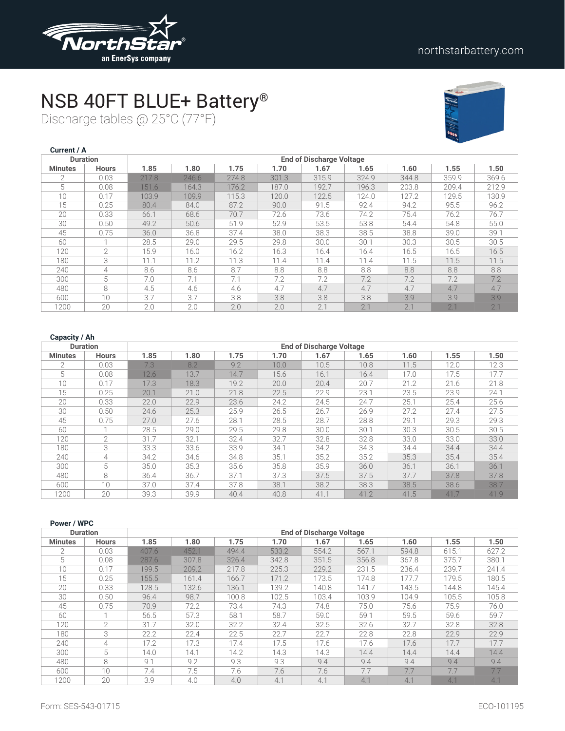northstarbattery.com

# NSB 40FT BLUE+ Battery®

## Discharge tables @ 25°C (77°F)

**Current / A**

| Duration | | End of Discharge Voltage | | | | | | | | |
|---|---|---|---|---|---|---|---|---|---|---|
| Minutes | Hours | 1.85 | 1.80 | 1.75 | 1.70 | 1.67 | 1.65 | 1.60 | 1.55 | 1.50 |
| 2 | 0.03 | 217.8 | 246.6 | 274.8 | 301.3 | 315.9 | 324.9 | 344.8 | 359.9 | 369.6 |
| 5 | 0.08 | 151.6 | 164.3 | 176.2 | 187.0 | 192.7 | 196.3 | 203.8 | 209.4 | 212.9 |
| 10 | 0.17 | 103.9 | 109.9 | 115.3 | 120.0 | 122.5 | 124.0 | 127.2 | 129.5 | 130.9 |
| 15 | 0.25 | 80.4 | 84.0 | 87.2 | 90.0 | 91.5 | 92.4 | 94.2 | 95.5 | 96.2 |
| 20 | 0.33 | 66.1 | 68.6 | 70.7 | 72.6 | 73.6 | 74.2 | 75.4 | 76.2 | 76.7 |
| 30 | 0.50 | 49.2 | 50.6 | 51.9 | 52.9 | 53.5 | 53.8 | 54.4 | 54.8 | 55.0 |
| 45 | 0.75 | 36.0 | 36.8 | 37.4 | 38.0 | 38.3 | 38.5 | 38.8 | 39.0 | 39.1 |
| 60 | 1 | 28.5 | 29.0 | 29.5 | 29.8 | 30.0 | 30.1 | 30.3 | 30.5 | 30.5 |
| 120 | 2 | 15.9 | 16.0 | 16.2 | 16.3 | 16.4 | 16.4 | 16.5 | 16.5 | 16.5 |
| 180 | 3 | 11.1 | 11.2 | 11.3 | 11.4 | 11.4 | 11.4 | 11.5 | 11.5 | 11.5 |
| 240 | 4 | 8.6 | 8.6 | 8.7 | 8.8 | 8.8 | 8.8 | 8.8 | 8.8 | 8.8 |
| 300 | 5 | 7.0 | 7.1 | 7.1 | 7.2 | 7.2 | 7.2 | 7.2 | 7.2 | 7.2 |
| 480 | 8 | 4.5 | 4.6 | 4.6 | 4.7 | 4.7 | 4.7 | 4.7 | 4.7 | 4.7 |
| 600 | 10 | 3.7 | 3.7 | 3.8 | 3.8 | 3.8 | 3.8 | 3.9 | 3.9 | 3.9 |
| 1200 | 20 | 2.0 | 2.0 | 2.0 | 2.0 | 2.1 | 2.1 | 2.1 | 2.1 | 2.1 |

**Capacity / Ah**

| Duration | | End of Discharge Voltage | | | | | | | | |
|---|---|---|---|---|---|---|---|---|---|---|
| Minutes | Hours | 1.85 | 1.80 | 1.75 | 1.70 | 1.67 | 1.65 | 1.60 | 1.55 | 1.50 |
| 2 | 0.03 | 7.3 | 8.2 | 9.2 | 10.0 | 10.5 | 10.8 | 11.5 | 12.0 | 12.3 |
| 5 | 0.08 | 12.6 | 13.7 | 14.7 | 15.6 | 16.1 | 16.4 | 17.0 | 17.5 | 17.7 |
| 10 | 0.17 | 17.3 | 18.3 | 19.2 | 20.0 | 20.4 | 20.7 | 21.2 | 21.6 | 21.8 |
| 15 | 0.25 | 20.1 | 21.0 | 21.8 | 22.5 | 22.9 | 23.1 | 23.5 | 23.9 | 24.1 |
| 20 | 0.33 | 22.0 | 22.9 | 23.6 | 24.2 | 24.5 | 24.7 | 25.1 | 25.4 | 25.6 |
| 30 | 0.50 | 24.6 | 25.3 | 25.9 | 26.5 | 26.7 | 26.9 | 27.2 | 27.4 | 27.5 |
| 45 | 0.75 | 27.0 | 27.6 | 28.1 | 28.5 | 28.7 | 28.8 | 29.1 | 29.3 | 29.3 |
| 60 | 1 | 28.5 | 29.0 | 29.5 | 29.8 | 30.0 | 30.1 | 30.3 | 30.5 | 30.5 |
| 120 | 2 | 31.7 | 32.1 | 32.4 | 32.7 | 32.8 | 32.8 | 33.0 | 33.0 | 33.0 |
| 180 | 3 | 33.3 | 33.6 | 33.9 | 34.1 | 34.2 | 34.3 | 34.4 | 34.4 | 34.4 |
| 240 | 4 | 34.2 | 34.6 | 34.8 | 35.1 | 35.2 | 35.2 | 35.3 | 35.4 | 35.4 |
| 300 | 5 | 35.0 | 35.3 | 35.6 | 35.8 | 35.9 | 36.0 | 36.1 | 36.1 | 36.1 |
| 480 | 8 | 36.4 | 36.7 | 37.1 | 37.3 | 37.5 | 37.5 | 37.7 | 37.8 | 37.8 |
| 600 | 10 | 37.0 | 37.4 | 37.8 | 38.1 | 38.2 | 38.3 | 38.5 | 38.6 | 38.7 |
| 1200 | 20 | 39.3 | 39.9 | 40.4 | 40.8 | 41.1 | 41.2 | 41.5 | 41.7 | 41.9 |

**Power / WPC**

| Duration | | End of Discharge Voltage | | | | | | | | |
|---|---|---|---|---|---|---|---|---|---|---|
| Minutes | Hours | 1.85 | 1.80 | 1.75 | 1.70 | 1.67 | 1.65 | 1.60 | 1.55 | 1.50 |
| 2 | 0.03 | 407.6 | 452.1 | 494.4 | 533.2 | 554.2 | 567.1 | 594.8 | 615.1 | 627.2 |
| 5 | 0.08 | 287.6 | 307.8 | 326.4 | 342.8 | 351.5 | 356.8 | 367.8 | 375.7 | 380.1 |
| 10 | 0.17 | 199.5 | 209.2 | 217.8 | 225.3 | 229.2 | 231.5 | 236.4 | 239.7 | 241.4 |
| 15 | 0.25 | 155.5 | 161.4 | 166.7 | 171.2 | 173.5 | 174.8 | 177.7 | 179.5 | 180.5 |
| 20 | 0.33 | 128.5 | 132.6 | 136.1 | 139.2 | 140.8 | 141.7 | 143.5 | 144.8 | 145.4 |
| 30 | 0.50 | 96.4 | 98.7 | 100.8 | 102.5 | 103.4 | 103.9 | 104.9 | 105.5 | 105.8 |
| 45 | 0.75 | 70.9 | 72.2 | 73.4 | 74.3 | 74.8 | 75.0 | 75.6 | 75.9 | 76.0 |
| 60 | 1 | 56.5 | 57.3 | 58.1 | 58.7 | 59.0 | 59.1 | 59.5 | 59.6 | 59.7 |
| 120 | 2 | 31.7 | 32.0 | 32.2 | 32.4 | 32.5 | 32.6 | 32.7 | 32.8 | 32.8 |
| 180 | 3 | 22.2 | 22.4 | 22.5 | 22.7 | 22.7 | 22.8 | 22.8 | 22.9 | 22.9 |
| 240 | 4 | 17.2 | 17.3 | 17.4 | 17.5 | 17.6 | 17.6 | 17.6 | 17.7 | 17.7 |
| 300 | 5 | 14.0 | 14.1 | 14.2 | 14.3 | 14.3 | 14.4 | 14.4 | 14.4 | 14.4 |
| 480 | 8 | 9.1 | 9.2 | 9.3 | 9.3 | 9.4 | 9.4 | 9.4 | 9.4 | 9.4 |
| 600 | 10 | 7.4 | 7.5 | 7.6 | 7.6 | 7.6 | 7.7 | 7.7 | 7.7 | 7.7 |
| 1200 | 20 | 3.9 | 4.0 | 4.0 | 4.1 | 4.1 | 4.1 | 4.1 | 4.1 | 4.1 |

Form: SES-543-01715

ECO-101195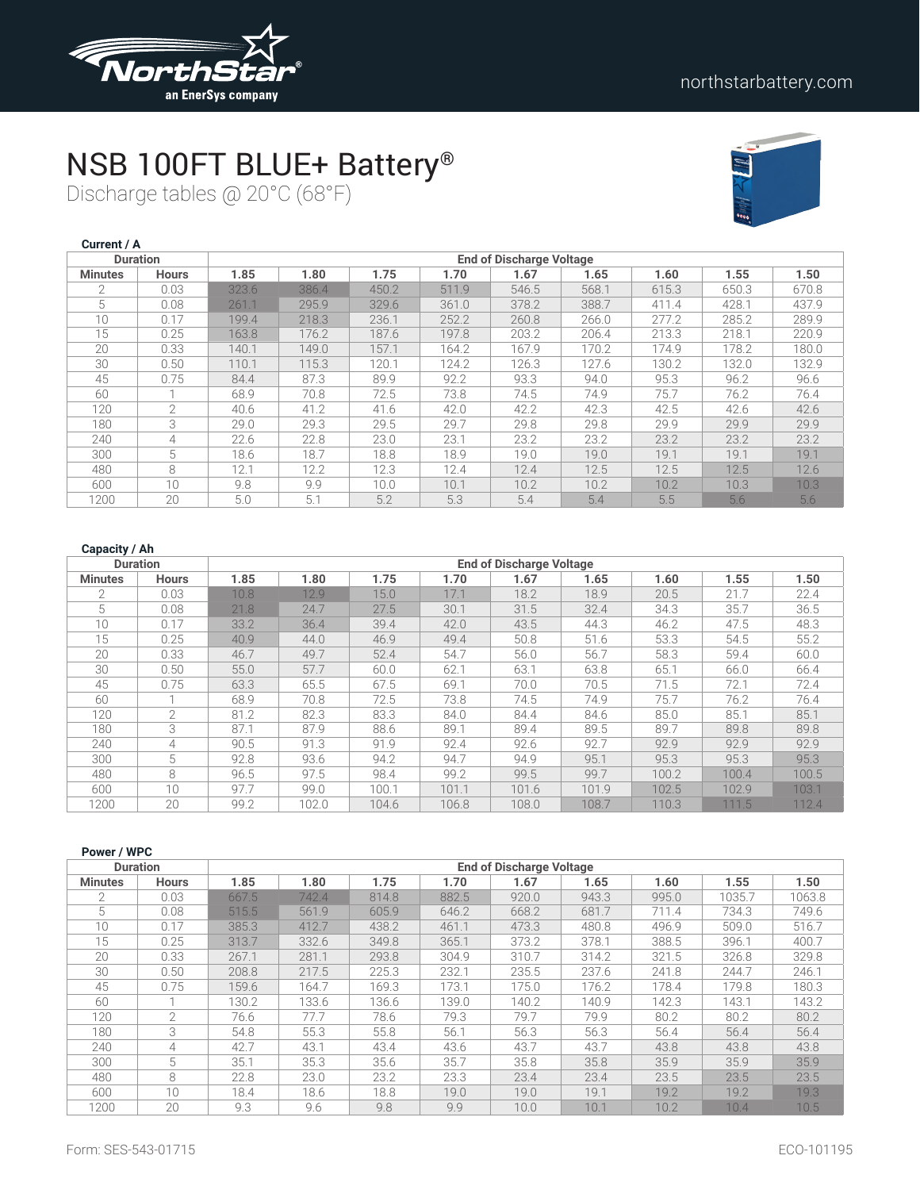# NSB 100FT BLUE+ Battery®

Discharge tables @ 20°C (68°F)

**Current / A**

| Duration | | End of Discharge Voltage | | | | | | | | |
|---|---|---|---|---|---|---|---|---|---|---|
| Minutes | Hours | 1.85 | 1.80 | 1.75 | 1.70 | 1.67 | 1.65 | 1.60 | 1.55 | 1.50 |
| 2 | 0.03 | 323.6 | 386.4 | 450.2 | 511.9 | 546.5 | 568.1 | 615.3 | 650.3 | 670.8 |
| 5 | 0.08 | 261.1 | 295.9 | 329.6 | 361.0 | 378.2 | 388.7 | 411.4 | 428.1 | 437.9 |
| 10 | 0.17 | 199.4 | 218.3 | 236.1 | 252.2 | 260.8 | 266.0 | 277.2 | 285.2 | 289.9 |
| 15 | 0.25 | 163.8 | 176.2 | 187.6 | 197.8 | 203.2 | 206.4 | 213.3 | 218.1 | 220.9 |
| 20 | 0.33 | 140.1 | 149.0 | 157.1 | 164.2 | 167.9 | 170.2 | 174.9 | 178.2 | 180.0 |
| 30 | 0.50 | 110.1 | 115.3 | 120.1 | 124.2 | 126.3 | 127.6 | 130.2 | 132.0 | 132.9 |
| 45 | 0.75 | 84.4 | 87.3 | 89.9 | 92.2 | 93.3 | 94.0 | 95.3 | 96.2 | 96.6 |
| 60 | 1 | 68.9 | 70.8 | 72.5 | 73.8 | 74.5 | 74.9 | 75.7 | 76.2 | 76.4 |
| 120 | 2 | 40.6 | 41.2 | 41.6 | 42.0 | 42.2 | 42.3 | 42.5 | 42.6 | 42.6 |
| 180 | 3 | 29.0 | 29.3 | 29.5 | 29.7 | 29.8 | 29.8 | 29.9 | 29.9 | 29.9 |
| 240 | 4 | 22.6 | 22.8 | 23.0 | 23.1 | 23.2 | 23.2 | 23.2 | 23.2 | 23.2 |
| 300 | 5 | 18.6 | 18.7 | 18.8 | 18.9 | 19.0 | 19.0 | 19.1 | 19.1 | 19.1 |
| 480 | 8 | 12.1 | 12.2 | 12.3 | 12.4 | 12.4 | 12.5 | 12.5 | 12.5 | 12.6 |
| 600 | 10 | 9.8 | 9.9 | 10.0 | 10.1 | 10.2 | 10.2 | 10.2 | 10.3 | 10.3 |
| 1200 | 20 | 5.0 | 5.1 | 5.2 | 5.3 | 5.4 | 5.4 | 5.5 | 5.6 | 5.6 |

**Capacity / Ah**

| Duration | | End of Discharge Voltage | | | | | | | | |
|---|---|---|---|---|---|---|---|---|---|---|
| Minutes | Hours | 1.85 | 1.80 | 1.75 | 1.70 | 1.67 | 1.65 | 1.60 | 1.55 | 1.50 |
| 2 | 0.03 | 10.8 | 12.9 | 15.0 | 17.1 | 18.2 | 18.9 | 20.5 | 21.7 | 22.4 |
| 5 | 0.08 | 21.8 | 24.7 | 27.5 | 30.1 | 31.5 | 32.4 | 34.3 | 35.7 | 36.5 |
| 10 | 0.17 | 33.2 | 36.4 | 39.4 | 42.0 | 43.5 | 44.3 | 46.2 | 47.5 | 48.3 |
| 15 | 0.25 | 40.9 | 44.0 | 46.9 | 49.4 | 50.8 | 51.6 | 53.3 | 54.5 | 55.2 |
| 20 | 0.33 | 46.7 | 49.7 | 52.4 | 54.7 | 56.0 | 56.7 | 58.3 | 59.4 | 60.0 |
| 30 | 0.50 | 55.0 | 57.7 | 60.0 | 62.1 | 63.1 | 63.8 | 65.1 | 66.0 | 66.4 |
| 45 | 0.75 | 63.3 | 65.5 | 67.5 | 69.1 | 70.0 | 70.5 | 71.5 | 72.1 | 72.4 |
| 60 | 1 | 68.9 | 70.8 | 72.5 | 73.8 | 74.5 | 74.9 | 75.7 | 76.2 | 76.4 |
| 120 | 2 | 81.2 | 82.3 | 83.3 | 84.0 | 84.4 | 84.6 | 85.0 | 85.1 | 85.1 |
| 180 | 3 | 87.1 | 87.9 | 88.6 | 89.1 | 89.4 | 89.5 | 89.7 | 89.8 | 89.8 |
| 240 | 4 | 90.5 | 91.3 | 91.9 | 92.4 | 92.6 | 92.7 | 92.9 | 92.9 | 92.9 |
| 300 | 5 | 92.8 | 93.6 | 94.2 | 94.7 | 94.9 | 95.1 | 95.3 | 95.3 | 95.3 |
| 480 | 8 | 96.5 | 97.5 | 98.4 | 99.2 | 99.5 | 99.7 | 100.2 | 100.4 | 100.5 |
| 600 | 10 | 97.7 | 99.0 | 100.1 | 101.1 | 101.6 | 101.9 | 102.5 | 102.9 | 103.1 |
| 1200 | 20 | 99.2 | 102.0 | 104.6 | 106.8 | 108.0 | 108.7 | 110.3 | 111.5 | 112.4 |

**Power / WPC**

| Duration | | End of Discharge Voltage | | | | | | | | |
|---|---|---|---|---|---|---|---|---|---|---|
| Minutes | Hours | 1.85 | 1.80 | 1.75 | 1.70 | 1.67 | 1.65 | 1.60 | 1.55 | 1.50 |
| 2 | 0.03 | 667.5 | 742.4 | 814.8 | 882.5 | 920.0 | 943.3 | 995.0 | 1035.7 | 1063.8 |
| 5 | 0.08 | 515.5 | 561.9 | 605.9 | 646.2 | 668.2 | 681.7 | 711.4 | 734.3 | 749.6 |
| 10 | 0.17 | 385.3 | 412.7 | 438.2 | 461.1 | 473.3 | 480.8 | 496.9 | 509.0 | 516.7 |
| 15 | 0.25 | 313.7 | 332.6 | 349.8 | 365.1 | 373.2 | 378.1 | 388.5 | 396.1 | 400.7 |
| 20 | 0.33 | 267.1 | 281.1 | 293.8 | 304.9 | 310.7 | 314.2 | 321.5 | 326.8 | 329.8 |
| 30 | 0.50 | 208.8 | 217.5 | 225.3 | 232.1 | 235.5 | 237.6 | 241.8 | 244.7 | 246.1 |
| 45 | 0.75 | 159.6 | 164.7 | 169.3 | 173.1 | 175.0 | 176.2 | 178.4 | 179.8 | 180.3 |
| 60 | 1 | 130.2 | 133.6 | 136.6 | 139.0 | 140.2 | 140.9 | 142.3 | 143.1 | 143.2 |
| 120 | 2 | 76.6 | 77.7 | 78.6 | 79.3 | 79.7 | 79.9 | 80.2 | 80.2 | 80.2 |
| 180 | 3 | 54.8 | 55.3 | 55.8 | 56.1 | 56.3 | 56.3 | 56.4 | 56.4 | 56.4 |
| 240 | 4 | 42.7 | 43.1 | 43.4 | 43.6 | 43.7 | 43.7 | 43.8 | 43.8 | 43.8 |
| 300 | 5 | 35.1 | 35.3 | 35.6 | 35.7 | 35.8 | 35.8 | 35.9 | 35.9 | 35.9 |
| 480 | 8 | 22.8 | 23.0 | 23.2 | 23.3 | 23.4 | 23.4 | 23.5 | 23.5 | 23.5 |
| 600 | 10 | 18.4 | 18.6 | 18.8 | 19.0 | 19.0 | 19.1 | 19.2 | 19.2 | 19.3 |
| 1200 | 20 | 9.3 | 9.6 | 9.8 | 9.9 | 10.0 | 10.1 | 10.2 | 10.4 | 10.5 |

Form: SES-543-01715

ECO-101195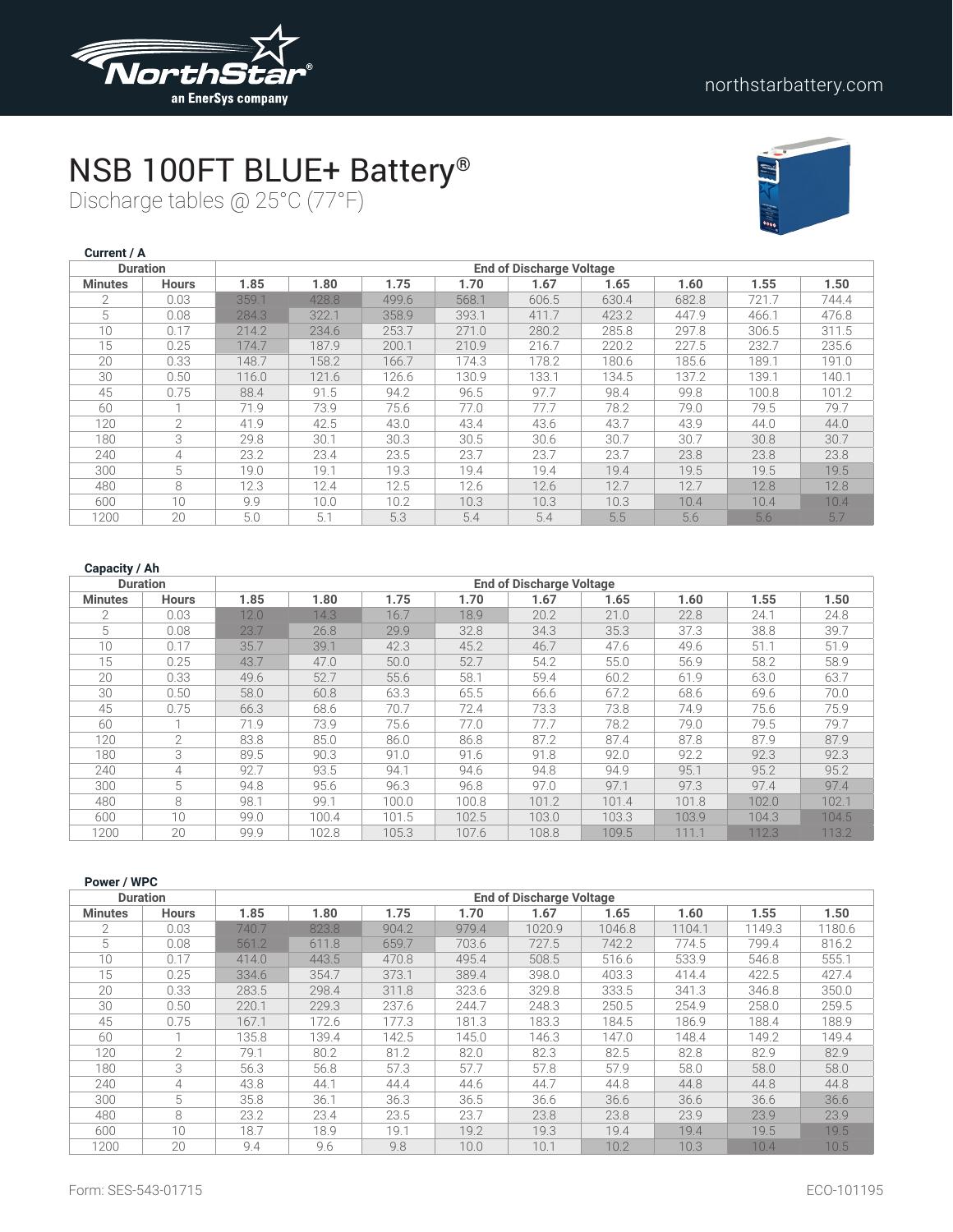# NSB 100FT BLUE+ Battery®

Discharge tables @ 25°C (77°F)

**Current / A**

| Duration | | End of Discharge Voltage | | | | | | | | |
|---|---|---|---|---|---|---|---|---|---|---|
| Minutes | Hours | 1.85 | 1.80 | 1.75 | 1.70 | 1.67 | 1.65 | 1.60 | 1.55 | 1.50 |
| 2 | 0.03 | 359.1 | 428.8 | 499.6 | 568.1 | 606.5 | 630.4 | 682.8 | 721.7 | 744.4 |
| 5 | 0.08 | 284.3 | 322.1 | 358.9 | 393.1 | 411.7 | 423.2 | 447.9 | 466.1 | 476.8 |
| 10 | 0.17 | 214.2 | 234.6 | 253.7 | 271.0 | 280.2 | 285.8 | 297.8 | 306.5 | 311.5 |
| 15 | 0.25 | 174.7 | 187.9 | 200.1 | 210.9 | 216.7 | 220.2 | 227.5 | 232.7 | 235.6 |
| 20 | 0.33 | 148.7 | 158.2 | 166.7 | 174.3 | 178.2 | 180.6 | 185.6 | 189.1 | 191.0 |
| 30 | 0.50 | 116.0 | 121.6 | 126.6 | 130.9 | 133.1 | 134.5 | 137.2 | 139.1 | 140.1 |
| 45 | 0.75 | 88.4 | 91.5 | 94.2 | 96.5 | 97.7 | 98.4 | 99.8 | 100.8 | 101.2 |
| 60 | 1 | 71.9 | 73.9 | 75.6 | 77.0 | 77.7 | 78.2 | 79.0 | 79.5 | 79.7 |
| 120 | 2 | 41.9 | 42.5 | 43.0 | 43.4 | 43.6 | 43.7 | 43.9 | 44.0 | 44.0 |
| 180 | 3 | 29.8 | 30.1 | 30.3 | 30.5 | 30.6 | 30.7 | 30.7 | 30.8 | 30.7 |
| 240 | 4 | 23.2 | 23.4 | 23.5 | 23.7 | 23.7 | 23.7 | 23.8 | 23.8 | 23.8 |
| 300 | 5 | 19.0 | 19.1 | 19.3 | 19.4 | 19.4 | 19.4 | 19.5 | 19.5 | 19.5 |
| 480 | 8 | 12.3 | 12.4 | 12.5 | 12.6 | 12.6 | 12.7 | 12.7 | 12.8 | 12.8 |
| 600 | 10 | 9.9 | 10.0 | 10.2 | 10.3 | 10.3 | 10.3 | 10.4 | 10.4 | 10.4 |
| 1200 | 20 | 5.0 | 5.1 | 5.3 | 5.4 | 5.4 | 5.5 | 5.6 | 5.6 | 5.7 |

**Capacity / Ah**

| Duration | | End of Discharge Voltage | | | | | | | | |
|---|---|---|---|---|---|---|---|---|---|---|
| Minutes | Hours | 1.85 | 1.80 | 1.75 | 1.70 | 1.67 | 1.65 | 1.60 | 1.55 | 1.50 |
| 2 | 0.03 | 12.0 | 14.3 | 16.7 | 18.9 | 20.2 | 21.0 | 22.8 | 24.1 | 24.8 |
| 5 | 0.08 | 23.7 | 26.8 | 29.9 | 32.8 | 34.3 | 35.3 | 37.3 | 38.8 | 39.7 |
| 10 | 0.17 | 35.7 | 39.1 | 42.3 | 45.2 | 46.7 | 47.6 | 49.6 | 51.1 | 51.9 |
| 15 | 0.25 | 43.7 | 47.0 | 50.0 | 52.7 | 54.2 | 55.0 | 56.9 | 58.2 | 58.9 |
| 20 | 0.33 | 49.6 | 52.7 | 55.6 | 58.1 | 59.4 | 60.2 | 61.9 | 63.0 | 63.7 |
| 30 | 0.50 | 58.0 | 60.8 | 63.3 | 65.5 | 66.6 | 67.2 | 68.6 | 69.6 | 70.0 |
| 45 | 0.75 | 66.3 | 68.6 | 70.7 | 72.4 | 73.3 | 73.8 | 74.9 | 75.6 | 75.9 |
| 60 | 1 | 71.9 | 73.9 | 75.6 | 77.0 | 77.7 | 78.2 | 79.0 | 79.5 | 79.7 |
| 120 | 2 | 83.8 | 85.0 | 86.0 | 86.8 | 87.2 | 87.4 | 87.8 | 87.9 | 87.9 |
| 180 | 3 | 89.5 | 90.3 | 91.0 | 91.6 | 91.8 | 92.0 | 92.2 | 92.3 | 92.3 |
| 240 | 4 | 92.7 | 93.5 | 94.1 | 94.6 | 94.8 | 94.9 | 95.1 | 95.2 | 95.2 |
| 300 | 5 | 94.8 | 95.6 | 96.3 | 96.8 | 97.0 | 97.1 | 97.3 | 97.4 | 97.4 |
| 480 | 8 | 98.1 | 99.1 | 100.0 | 100.8 | 101.2 | 101.4 | 101.8 | 102.0 | 102.1 |
| 600 | 10 | 99.0 | 100.4 | 101.5 | 102.5 | 103.0 | 103.3 | 103.9 | 104.3 | 104.5 |
| 1200 | 20 | 99.9 | 102.8 | 105.3 | 107.6 | 108.8 | 109.5 | 111.1 | 112.3 | 113.2 |

**Power / WPC**

| Duration | | End of Discharge Voltage | | | | | | | | |
|---|---|---|---|---|---|---|---|---|---|---|
| Minutes | Hours | 1.85 | 1.80 | 1.75 | 1.70 | 1.67 | 1.65 | 1.60 | 1.55 | 1.50 |
| 2 | 0.03 | 740.7 | 823.8 | 904.2 | 979.4 | 1020.9 | 1046.8 | 1104.1 | 1149.3 | 1180.6 |
| 5 | 0.08 | 561.2 | 611.8 | 659.7 | 703.6 | 727.5 | 742.2 | 774.5 | 799.4 | 816.2 |
| 10 | 0.17 | 414.0 | 443.5 | 470.8 | 495.4 | 508.5 | 516.6 | 533.9 | 546.8 | 555.1 |
| 15 | 0.25 | 334.6 | 354.7 | 373.1 | 389.4 | 398.0 | 403.3 | 414.4 | 422.5 | 427.4 |
| 20 | 0.33 | 283.5 | 298.4 | 311.8 | 323.6 | 329.8 | 333.5 | 341.3 | 346.8 | 350.0 |
| 30 | 0.50 | 220.1 | 229.3 | 237.6 | 244.7 | 248.3 | 250.5 | 254.9 | 258.0 | 259.5 |
| 45 | 0.75 | 167.1 | 172.6 | 177.3 | 181.3 | 183.3 | 184.5 | 186.9 | 188.4 | 188.9 |
| 60 | 1 | 135.8 | 139.4 | 142.5 | 145.0 | 146.3 | 147.0 | 148.4 | 149.2 | 149.4 |
| 120 | 2 | 79.1 | 80.2 | 81.2 | 82.0 | 82.3 | 82.5 | 82.8 | 82.9 | 82.9 |
| 180 | 3 | 56.3 | 56.8 | 57.3 | 57.7 | 57.8 | 57.9 | 58.0 | 58.0 | 58.0 |
| 240 | 4 | 43.8 | 44.1 | 44.4 | 44.6 | 44.7 | 44.8 | 44.8 | 44.8 | 44.8 |
| 300 | 5 | 35.8 | 36.1 | 36.3 | 36.5 | 36.6 | 36.6 | 36.6 | 36.6 | 36.6 |
| 480 | 8 | 23.2 | 23.4 | 23.5 | 23.7 | 23.8 | 23.8 | 23.9 | 23.9 | 23.9 |
| 600 | 10 | 18.7 | 18.9 | 19.1 | 19.2 | 19.3 | 19.4 | 19.4 | 19.5 | 19.5 |
| 1200 | 20 | 9.4 | 9.6 | 9.8 | 10.0 | 10.1 | 10.2 | 10.3 | 10.4 | 10.5 |

Form: SES-543-01715

ECO-101195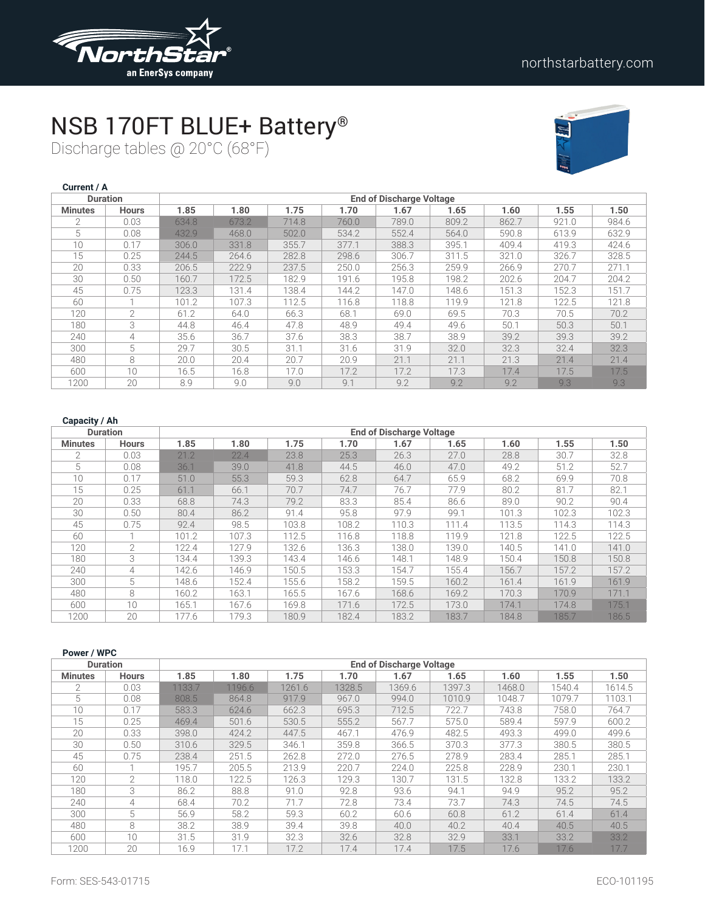northstarbattery.com

# NSB 170FT BLUE+ Battery®

Discharge tables @ 20°C (68°F)

**Current / A**

| Duration | | End of Discharge Voltage | | | | | | | | |
|---|---|---|---|---|---|---|---|---|---|---|
| Minutes | Hours | 1.85 | 1.80 | 1.75 | 1.70 | 1.67 | 1.65 | 1.60 | 1.55 | 1.50 |
| 2 | 0.03 | 634.8 | 673.2 | 714.8 | 760.0 | 789.0 | 809.2 | 862.7 | 921.0 | 984.6 |
| 5 | 0.08 | 432.9 | 468.0 | 502.0 | 534.2 | 552.4 | 564.0 | 590.8 | 613.9 | 632.9 |
| 10 | 0.17 | 306.0 | 331.8 | 355.7 | 377.1 | 388.3 | 395.1 | 409.4 | 419.3 | 424.6 |
| 15 | 0.25 | 244.5 | 264.6 | 282.8 | 298.6 | 306.7 | 311.5 | 321.0 | 326.7 | 328.5 |
| 20 | 0.33 | 206.5 | 222.9 | 237.5 | 250.0 | 256.3 | 259.9 | 266.9 | 270.7 | 271.1 |
| 30 | 0.50 | 160.7 | 172.5 | 182.9 | 191.6 | 195.8 | 198.2 | 202.6 | 204.7 | 204.2 |
| 45 | 0.75 | 123.3 | 131.4 | 138.4 | 144.2 | 147.0 | 148.6 | 151.3 | 152.3 | 151.7 |
| 60 | 1 | 101.2 | 107.3 | 112.5 | 116.8 | 118.8 | 119.9 | 121.8 | 122.5 | 121.8 |
| 120 | 2 | 61.2 | 64.0 | 66.3 | 68.1 | 69.0 | 69.5 | 70.3 | 70.5 | 70.2 |
| 180 | 3 | 44.8 | 46.4 | 47.8 | 48.9 | 49.4 | 49.6 | 50.1 | 50.3 | 50.1 |
| 240 | 4 | 35.6 | 36.7 | 37.6 | 38.3 | 38.7 | 38.9 | 39.2 | 39.3 | 39.2 |
| 300 | 5 | 29.7 | 30.5 | 31.1 | 31.6 | 31.9 | 32.0 | 32.3 | 32.4 | 32.3 |
| 480 | 8 | 20.0 | 20.4 | 20.7 | 20.9 | 21.1 | 21.1 | 21.3 | 21.4 | 21.4 |
| 600 | 10 | 16.5 | 16.8 | 17.0 | 17.2 | 17.2 | 17.3 | 17.4 | 17.5 | 17.5 |
| 1200 | 20 | 8.9 | 9.0 | 9.0 | 9.1 | 9.2 | 9.2 | 9.2 | 9.3 | 9.3 |

**Capacity / Ah**

| Duration | | End of Discharge Voltage | | | | | | | | |
|---|---|---|---|---|---|---|---|---|---|---|
| Minutes | Hours | 1.85 | 1.80 | 1.75 | 1.70 | 1.67 | 1.65 | 1.60 | 1.55 | 1.50 |
| 2 | 0.03 | 21.2 | 22.4 | 23.8 | 25.3 | 26.3 | 27.0 | 28.8 | 30.7 | 32.8 |
| 5 | 0.08 | 36.1 | 39.0 | 41.8 | 44.5 | 46.0 | 47.0 | 49.2 | 51.2 | 52.7 |
| 10 | 0.17 | 51.0 | 55.3 | 59.3 | 62.8 | 64.7 | 65.9 | 68.2 | 69.9 | 70.8 |
| 15 | 0.25 | 61.1 | 66.1 | 70.7 | 74.7 | 76.7 | 77.9 | 80.2 | 81.7 | 82.1 |
| 20 | 0.33 | 68.8 | 74.3 | 79.2 | 83.3 | 85.4 | 86.6 | 89.0 | 90.2 | 90.4 |
| 30 | 0.50 | 80.4 | 86.2 | 91.4 | 95.8 | 97.9 | 99.1 | 101.3 | 102.3 | 102.3 |
| 45 | 0.75 | 92.4 | 98.5 | 103.8 | 108.2 | 110.3 | 111.4 | 113.5 | 114.3 | 114.3 |
| 60 | 1 | 101.2 | 107.3 | 112.5 | 116.8 | 118.8 | 119.9 | 121.8 | 122.5 | 122.5 |
| 120 | 2 | 122.4 | 127.9 | 132.6 | 136.3 | 138.0 | 139.0 | 140.5 | 141.0 | 141.0 |
| 180 | 3 | 134.4 | 139.3 | 143.4 | 146.6 | 148.1 | 148.9 | 150.4 | 150.8 | 150.8 |
| 240 | 4 | 142.6 | 146.9 | 150.5 | 153.3 | 154.7 | 155.4 | 156.7 | 157.2 | 157.2 |
| 300 | 5 | 148.6 | 152.4 | 155.6 | 158.2 | 159.5 | 160.2 | 161.4 | 161.9 | 161.9 |
| 480 | 8 | 160.2 | 163.1 | 165.5 | 167.6 | 168.6 | 169.2 | 170.3 | 170.9 | 171.1 |
| 600 | 10 | 165.1 | 167.6 | 169.8 | 171.6 | 172.5 | 173.0 | 174.1 | 174.8 | 175.1 |
| 1200 | 20 | 177.6 | 179.3 | 180.9 | 182.4 | 183.2 | 183.7 | 184.8 | 185.7 | 186.5 |

**Power / WPC**

| Duration | | End of Discharge Voltage | | | | | | | | |
|---|---|---|---|---|---|---|---|---|---|---|
| Minutes | Hours | 1.85 | 1.80 | 1.75 | 1.70 | 1.67 | 1.65 | 1.60 | 1.55 | 1.50 |
| 2 | 0.03 | 1133.7 | 1196.6 | 1261.6 | 1328.5 | 1369.6 | 1397.3 | 1468.0 | 1540.4 | 1614.5 |
| 5 | 0.08 | 808.5 | 864.8 | 917.9 | 967.0 | 994.0 | 1010.9 | 1048.7 | 1079.7 | 1103.1 |
| 10 | 0.17 | 583.3 | 624.6 | 662.3 | 695.3 | 712.5 | 722.7 | 743.8 | 758.0 | 764.7 |
| 15 | 0.25 | 469.4 | 501.6 | 530.5 | 555.2 | 567.7 | 575.0 | 589.4 | 597.9 | 600.2 |
| 20 | 0.33 | 398.0 | 424.2 | 447.5 | 467.1 | 476.9 | 482.5 | 493.3 | 499.0 | 499.6 |
| 30 | 0.50 | 310.6 | 329.5 | 346.1 | 359.8 | 366.5 | 370.3 | 377.3 | 380.5 | 380.5 |
| 45 | 0.75 | 238.4 | 251.5 | 262.8 | 272.0 | 276.5 | 278.9 | 283.4 | 285.1 | 285.1 |
| 60 | 1 | 195.7 | 205.5 | 213.9 | 220.7 | 224.0 | 225.8 | 228.9 | 230.1 | 230.1 |
| 120 | 2 | 118.0 | 122.5 | 126.3 | 129.3 | 130.7 | 131.5 | 132.8 | 133.2 | 133.2 |
| 180 | 3 | 86.2 | 88.8 | 91.0 | 92.8 | 93.6 | 94.1 | 94.9 | 95.2 | 95.2 |
| 240 | 4 | 68.4 | 70.2 | 71.7 | 72.8 | 73.4 | 73.7 | 74.3 | 74.5 | 74.5 |
| 300 | 5 | 56.9 | 58.2 | 59.3 | 60.2 | 60.6 | 60.8 | 61.2 | 61.4 | 61.4 |
| 480 | 8 | 38.2 | 38.9 | 39.4 | 39.8 | 40.0 | 40.2 | 40.4 | 40.5 | 40.5 |
| 600 | 10 | 31.5 | 31.9 | 32.3 | 32.6 | 32.8 | 32.9 | 33.1 | 33.2 | 33.2 |
| 1200 | 20 | 16.9 | 17.1 | 17.2 | 17.4 | 17.4 | 17.5 | 17.6 | 17.6 | 17.7 |

Form: SES-543-01715

ECO-101195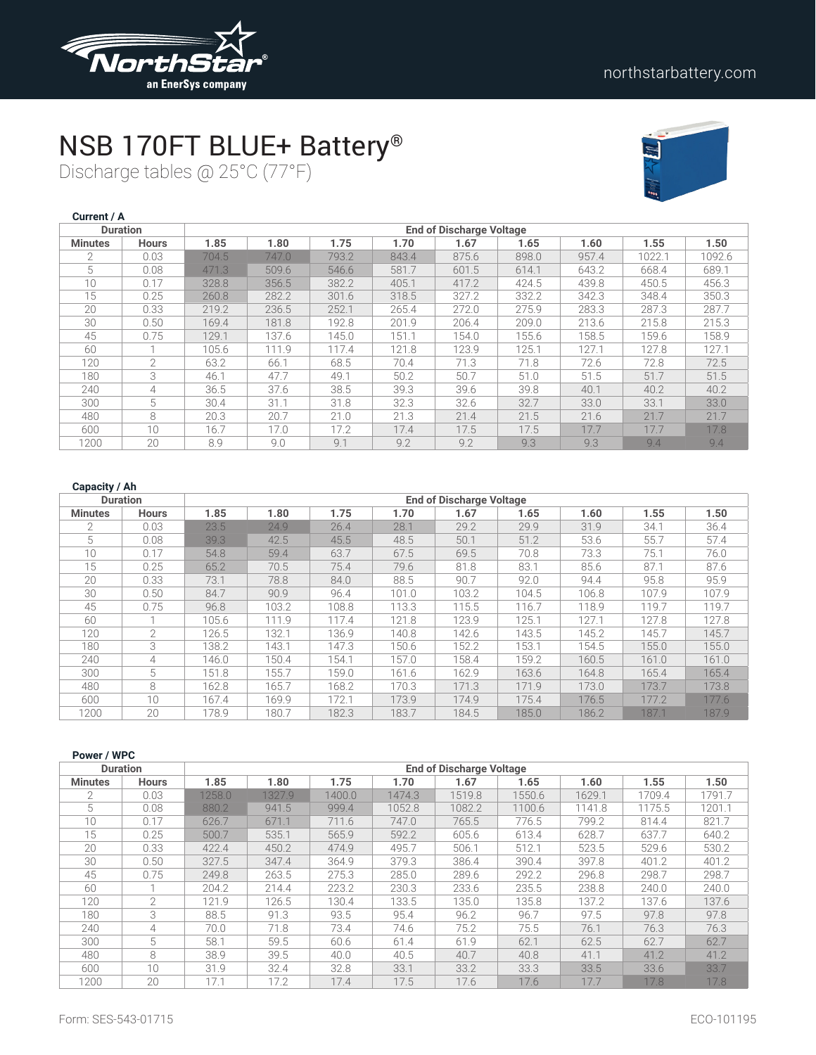# NSB 170FT BLUE+ Battery®

Discharge tables @ 25°C (77°F)

**Current / A**

| Duration | | End of Discharge Voltage | | | | | | | | |
|---|---|---|---|---|---|---|---|---|---|---|
| Minutes | Hours | 1.85 | 1.80 | 1.75 | 1.70 | 1.67 | 1.65 | 1.60 | 1.55 | 1.50 |
| 2 | 0.03 | 704.5 | 747.0 | 793.2 | 843.4 | 875.6 | 898.0 | 957.4 | 1022.1 | 1092.6 |
| 5 | 0.08 | 471.3 | 509.6 | 546.6 | 581.7 | 601.5 | 614.1 | 643.2 | 668.4 | 689.1 |
| 10 | 0.17 | 328.8 | 356.5 | 382.2 | 405.1 | 417.2 | 424.5 | 439.8 | 450.5 | 456.3 |
| 15 | 0.25 | 260.8 | 282.2 | 301.6 | 318.5 | 327.2 | 332.2 | 342.3 | 348.4 | 350.3 |
| 20 | 0.33 | 219.2 | 236.5 | 252.1 | 265.4 | 272.0 | 275.9 | 283.3 | 287.3 | 287.7 |
| 30 | 0.50 | 169.4 | 181.8 | 192.8 | 201.9 | 206.4 | 209.0 | 213.6 | 215.8 | 215.3 |
| 45 | 0.75 | 129.1 | 137.6 | 145.0 | 151.1 | 154.0 | 155.6 | 158.5 | 159.6 | 158.9 |
| 60 | 1 | 105.6 | 111.9 | 117.4 | 121.8 | 123.9 | 125.1 | 127.1 | 127.8 | 127.1 |
| 120 | 2 | 63.2 | 66.1 | 68.5 | 70.4 | 71.3 | 71.8 | 72.6 | 72.8 | 72.5 |
| 180 | 3 | 46.1 | 47.7 | 49.1 | 50.2 | 50.7 | 51.0 | 51.5 | 51.7 | 51.5 |
| 240 | 4 | 36.5 | 37.6 | 38.5 | 39.3 | 39.6 | 39.8 | 40.1 | 40.2 | 40.2 |
| 300 | 5 | 30.4 | 31.1 | 31.8 | 32.3 | 32.6 | 32.7 | 33.0 | 33.1 | 33.0 |
| 480 | 8 | 20.3 | 20.7 | 21.0 | 21.3 | 21.4 | 21.5 | 21.6 | 21.7 | 21.7 |
| 600 | 10 | 16.7 | 17.0 | 17.2 | 17.4 | 17.5 | 17.5 | 17.7 | 17.7 | 17.8 |
| 1200 | 20 | 8.9 | 9.0 | 9.1 | 9.2 | 9.2 | 9.3 | 9.3 | 9.4 | 9.4 |

**Capacity / Ah**

| Duration | | End of Discharge Voltage | | | | | | | | |
|---|---|---|---|---|---|---|---|---|---|---|
| Minutes | Hours | 1.85 | 1.80 | 1.75 | 1.70 | 1.67 | 1.65 | 1.60 | 1.55 | 1.50 |
| 2 | 0.03 | 23.5 | 24.9 | 26.4 | 28.1 | 29.2 | 29.9 | 31.9 | 34.1 | 36.4 |
| 5 | 0.08 | 39.3 | 42.5 | 45.5 | 48.5 | 50.1 | 51.2 | 53.6 | 55.7 | 57.4 |
| 10 | 0.17 | 54.8 | 59.4 | 63.7 | 67.5 | 69.5 | 70.8 | 73.3 | 75.1 | 76.0 |
| 15 | 0.25 | 65.2 | 70.5 | 75.4 | 79.6 | 81.8 | 83.1 | 85.6 | 87.1 | 87.6 |
| 20 | 0.33 | 73.1 | 78.8 | 84.0 | 88.5 | 90.7 | 92.0 | 94.4 | 95.8 | 95.9 |
| 30 | 0.50 | 84.7 | 90.9 | 96.4 | 101.0 | 103.2 | 104.5 | 106.8 | 107.9 | 107.9 |
| 45 | 0.75 | 96.8 | 103.2 | 108.8 | 113.3 | 115.5 | 116.7 | 118.9 | 119.7 | 119.7 |
| 60 | 1 | 105.6 | 111.9 | 117.4 | 121.8 | 123.9 | 125.1 | 127.1 | 127.8 | 127.8 |
| 120 | 2 | 126.5 | 132.1 | 136.9 | 140.8 | 142.6 | 143.5 | 145.2 | 145.7 | 145.7 |
| 180 | 3 | 138.2 | 143.1 | 147.3 | 150.6 | 152.2 | 153.1 | 154.5 | 155.0 | 155.0 |
| 240 | 4 | 146.0 | 150.4 | 154.1 | 157.0 | 158.4 | 159.2 | 160.5 | 161.0 | 161.0 |
| 300 | 5 | 151.8 | 155.7 | 159.0 | 161.6 | 162.9 | 163.6 | 164.8 | 165.4 | 165.4 |
| 480 | 8 | 162.8 | 165.7 | 168.2 | 170.3 | 171.3 | 171.9 | 173.0 | 173.7 | 173.8 |
| 600 | 10 | 167.4 | 169.9 | 172.1 | 173.9 | 174.9 | 175.4 | 176.5 | 177.2 | 177.6 |
| 1200 | 20 | 178.9 | 180.7 | 182.3 | 183.7 | 184.5 | 185.0 | 186.2 | 187.1 | 187.9 |

**Power / WPC**

| Duration | | End of Discharge Voltage | | | | | | | | |
|---|---|---|---|---|---|---|---|---|---|---|
| Minutes | Hours | 1.85 | 1.80 | 1.75 | 1.70 | 1.67 | 1.65 | 1.60 | 1.55 | 1.50 |
| 2 | 0.03 | 1258.0 | 1327.9 | 1400.0 | 1474.3 | 1519.8 | 1550.6 | 1629.1 | 1709.4 | 1791.7 |
| 5 | 0.08 | 880.2 | 941.5 | 999.4 | 1052.8 | 1082.2 | 1100.6 | 1141.8 | 1175.5 | 1201.1 |
| 10 | 0.17 | 626.7 | 671.1 | 711.6 | 747.0 | 765.5 | 776.5 | 799.2 | 814.4 | 821.7 |
| 15 | 0.25 | 500.7 | 535.1 | 565.9 | 592.2 | 605.6 | 613.4 | 628.7 | 637.7 | 640.2 |
| 20 | 0.33 | 422.4 | 450.2 | 474.9 | 495.7 | 506.1 | 512.1 | 523.5 | 529.6 | 530.2 |
| 30 | 0.50 | 327.5 | 347.4 | 364.9 | 379.3 | 386.4 | 390.4 | 397.8 | 401.2 | 401.2 |
| 45 | 0.75 | 249.8 | 263.5 | 275.3 | 285.0 | 289.6 | 292.2 | 296.8 | 298.7 | 298.7 |
| 60 | 1 | 204.2 | 214.4 | 223.2 | 230.3 | 233.6 | 235.5 | 238.8 | 240.0 | 240.0 |
| 120 | 2 | 121.9 | 126.5 | 130.4 | 133.5 | 135.0 | 135.8 | 137.2 | 137.6 | 137.6 |
| 180 | 3 | 88.5 | 91.3 | 93.5 | 95.4 | 96.2 | 96.7 | 97.5 | 97.8 | 97.8 |
| 240 | 4 | 70.0 | 71.8 | 73.4 | 74.6 | 75.2 | 75.5 | 76.1 | 76.3 | 76.3 |
| 300 | 5 | 58.1 | 59.5 | 60.6 | 61.4 | 61.9 | 62.1 | 62.5 | 62.7 | 62.7 |
| 480 | 8 | 38.9 | 39.5 | 40.0 | 40.5 | 40.7 | 40.8 | 41.1 | 41.2 | 41.2 |
| 600 | 10 | 31.9 | 32.4 | 32.8 | 33.1 | 33.2 | 33.3 | 33.5 | 33.6 | 33.7 |
| 1200 | 20 | 17.1 | 17.2 | 17.4 | 17.5 | 17.6 | 17.6 | 17.7 | 17.8 | 17.8 |

Form: SES-543-01715

ECO-101195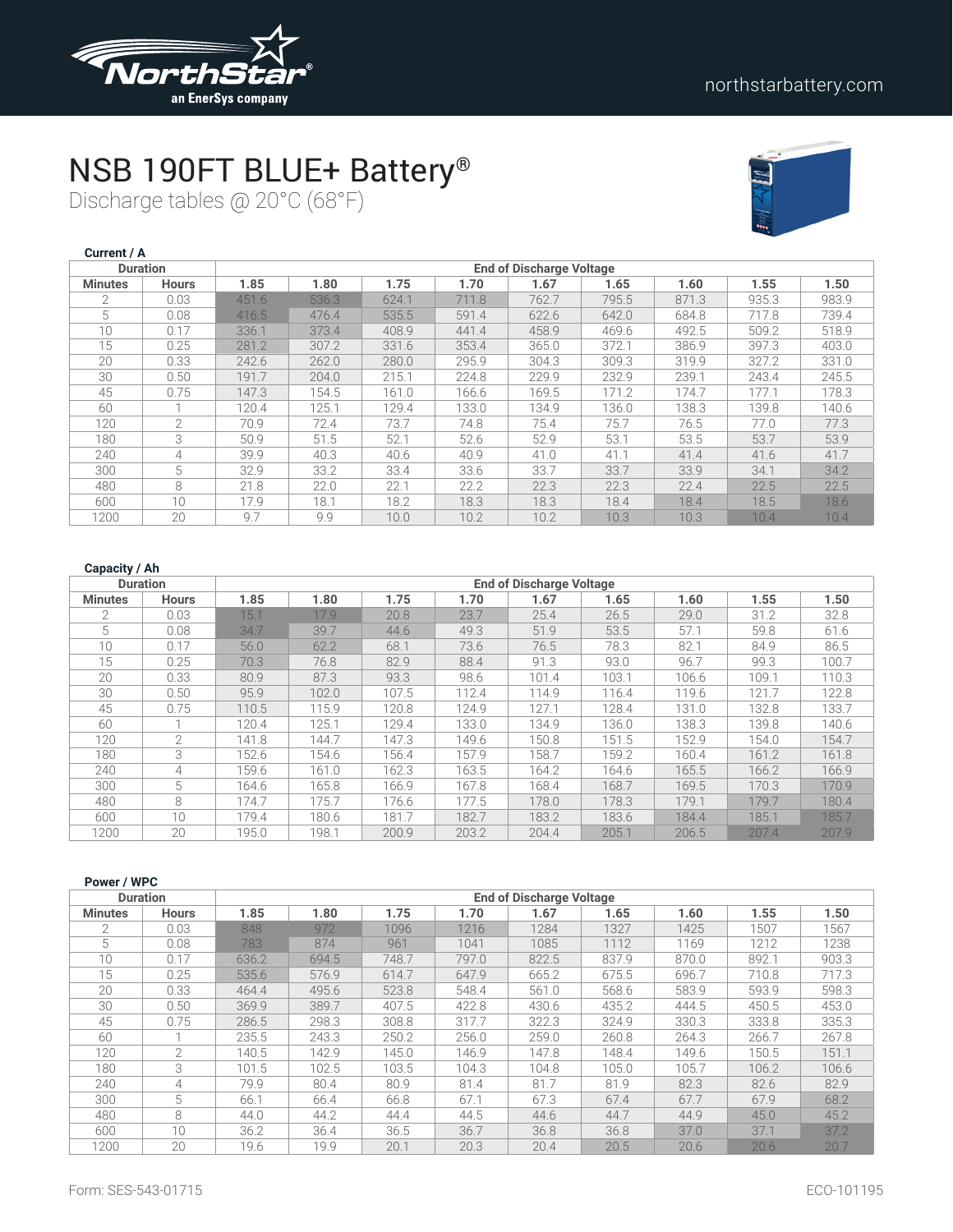# NSB 190FT BLUE+ Battery®

Discharge tables @ 20°C (68°F)

**Current / A**

| Duration | | End of Discharge Voltage | | | | | | | | |
|---|---|---|---|---|---|---|---|---|---|---|
| Minutes | Hours | 1.85 | 1.80 | 1.75 | 1.70 | 1.67 | 1.65 | 1.60 | 1.55 | 1.50 |
| 2 | 0.03 | 451.6 | 536.3 | 624.1 | 711.8 | 762.7 | 795.5 | 871.3 | 935.3 | 983.9 |
| 5 | 0.08 | 416.5 | 476.4 | 535.5 | 591.4 | 622.6 | 642.0 | 684.8 | 717.8 | 739.4 |
| 10 | 0.17 | 336.1 | 373.4 | 408.9 | 441.4 | 458.9 | 469.6 | 492.5 | 509.2 | 518.9 |
| 15 | 0.25 | 281.2 | 307.2 | 331.6 | 353.4 | 365.0 | 372.1 | 386.9 | 397.3 | 403.0 |
| 20 | 0.33 | 242.6 | 262.0 | 280.0 | 295.9 | 304.3 | 309.3 | 319.9 | 327.2 | 331.0 |
| 30 | 0.50 | 191.7 | 204.0 | 215.1 | 224.8 | 229.9 | 232.9 | 239.1 | 243.4 | 245.5 |
| 45 | 0.75 | 147.3 | 154.5 | 161.0 | 166.6 | 169.5 | 171.2 | 174.7 | 177.1 | 178.3 |
| 60 | 1 | 120.4 | 125.1 | 129.4 | 133.0 | 134.9 | 136.0 | 138.3 | 139.8 | 140.6 |
| 120 | 2 | 70.9 | 72.4 | 73.7 | 74.8 | 75.4 | 75.7 | 76.5 | 77.0 | 77.3 |
| 180 | 3 | 50.9 | 51.5 | 52.1 | 52.6 | 52.9 | 53.1 | 53.5 | 53.7 | 53.9 |
| 240 | 4 | 39.9 | 40.3 | 40.6 | 40.9 | 41.0 | 41.1 | 41.4 | 41.6 | 41.7 |
| 300 | 5 | 32.9 | 33.2 | 33.4 | 33.6 | 33.7 | 33.7 | 33.9 | 34.1 | 34.2 |
| 480 | 8 | 21.8 | 22.0 | 22.1 | 22.2 | 22.3 | 22.3 | 22.4 | 22.5 | 22.5 |
| 600 | 10 | 17.9 | 18.1 | 18.2 | 18.3 | 18.3 | 18.4 | 18.4 | 18.5 | 18.6 |
| 1200 | 20 | 9.7 | 9.9 | 10.0 | 10.2 | 10.2 | 10.3 | 10.3 | 10.4 | 10.4 |

**Capacity / Ah**

| Duration | | End of Discharge Voltage | | | | | | | | |
|---|---|---|---|---|---|---|---|---|---|---|
| Minutes | Hours | 1.85 | 1.80 | 1.75 | 1.70 | 1.67 | 1.65 | 1.60 | 1.55 | 1.50 |
| 2 | 0.03 | 15.1 | 17.9 | 20.8 | 23.7 | 25.4 | 26.5 | 29.0 | 31.2 | 32.8 |
| 5 | 0.08 | 34.7 | 39.7 | 44.6 | 49.3 | 51.9 | 53.5 | 57.1 | 59.8 | 61.6 |
| 10 | 0.17 | 56.0 | 62.2 | 68.1 | 73.6 | 76.5 | 78.3 | 82.1 | 84.9 | 86.5 |
| 15 | 0.25 | 70.3 | 76.8 | 82.9 | 88.4 | 91.3 | 93.0 | 96.7 | 99.3 | 100.7 |
| 20 | 0.33 | 80.9 | 87.3 | 93.3 | 98.6 | 101.4 | 103.1 | 106.6 | 109.1 | 110.3 |
| 30 | 0.50 | 95.9 | 102.0 | 107.5 | 112.4 | 114.9 | 116.4 | 119.6 | 121.7 | 122.8 |
| 45 | 0.75 | 110.5 | 115.9 | 120.8 | 124.9 | 127.1 | 128.4 | 131.0 | 132.8 | 133.7 |
| 60 | 1 | 120.4 | 125.1 | 129.4 | 133.0 | 134.9 | 136.0 | 138.3 | 139.8 | 140.6 |
| 120 | 2 | 141.8 | 144.7 | 147.3 | 149.6 | 150.8 | 151.5 | 152.9 | 154.0 | 154.7 |
| 180 | 3 | 152.6 | 154.6 | 156.4 | 157.9 | 158.7 | 159.2 | 160.4 | 161.2 | 161.8 |
| 240 | 4 | 159.6 | 161.0 | 162.3 | 163.5 | 164.2 | 164.6 | 165.5 | 166.2 | 166.9 |
| 300 | 5 | 164.6 | 165.8 | 166.9 | 167.8 | 168.4 | 168.7 | 169.5 | 170.3 | 170.9 |
| 480 | 8 | 174.7 | 175.7 | 176.6 | 177.5 | 178.0 | 178.3 | 179.1 | 179.7 | 180.4 |
| 600 | 10 | 179.4 | 180.6 | 181.7 | 182.7 | 183.2 | 183.6 | 184.4 | 185.1 | 185.7 |
| 1200 | 20 | 195.0 | 198.1 | 200.9 | 203.2 | 204.4 | 205.1 | 206.5 | 207.4 | 207.9 |

**Power / WPC**

| Duration | | End of Discharge Voltage | | | | | | | | |
|---|---|---|---|---|---|---|---|---|---|---|
| Minutes | Hours | 1.85 | 1.80 | 1.75 | 1.70 | 1.67 | 1.65 | 1.60 | 1.55 | 1.50 |
| 2 | 0.03 | 848 | 972 | 1096 | 1216 | 1284 | 1327 | 1425 | 1507 | 1567 |
| 5 | 0.08 | 783 | 874 | 961 | 1041 | 1085 | 1112 | 1169 | 1212 | 1238 |
| 10 | 0.17 | 636.2 | 694.5 | 748.7 | 797.0 | 822.5 | 837.9 | 870.0 | 892.1 | 903.3 |
| 15 | 0.25 | 535.6 | 576.9 | 614.7 | 647.9 | 665.2 | 675.5 | 696.7 | 710.8 | 717.3 |
| 20 | 0.33 | 464.4 | 495.6 | 523.8 | 548.4 | 561.0 | 568.6 | 583.9 | 593.9 | 598.3 |
| 30 | 0.50 | 369.9 | 389.7 | 407.5 | 422.8 | 430.6 | 435.2 | 444.5 | 450.5 | 453.0 |
| 45 | 0.75 | 286.5 | 298.3 | 308.8 | 317.7 | 322.3 | 324.9 | 330.3 | 333.8 | 335.3 |
| 60 | 1 | 235.5 | 243.3 | 250.2 | 256.0 | 259.0 | 260.8 | 264.3 | 266.7 | 267.8 |
| 120 | 2 | 140.5 | 142.9 | 145.0 | 146.9 | 147.8 | 148.4 | 149.6 | 150.5 | 151.1 |
| 180 | 3 | 101.5 | 102.5 | 103.5 | 104.3 | 104.8 | 105.0 | 105.7 | 106.2 | 106.6 |
| 240 | 4 | 79.9 | 80.4 | 80.9 | 81.4 | 81.7 | 81.9 | 82.3 | 82.6 | 82.9 |
| 300 | 5 | 66.1 | 66.4 | 66.8 | 67.1 | 67.3 | 67.4 | 67.7 | 67.9 | 68.2 |
| 480 | 8 | 44.0 | 44.2 | 44.4 | 44.5 | 44.6 | 44.7 | 44.9 | 45.0 | 45.2 |
| 600 | 10 | 36.2 | 36.4 | 36.5 | 36.7 | 36.8 | 36.8 | 37.0 | 37.1 | 37.2 |
| 1200 | 20 | 19.6 | 19.9 | 20.1 | 20.3 | 20.4 | 20.5 | 20.6 | 20.6 | 20.7 |

Form: SES-543-01715

ECO-101195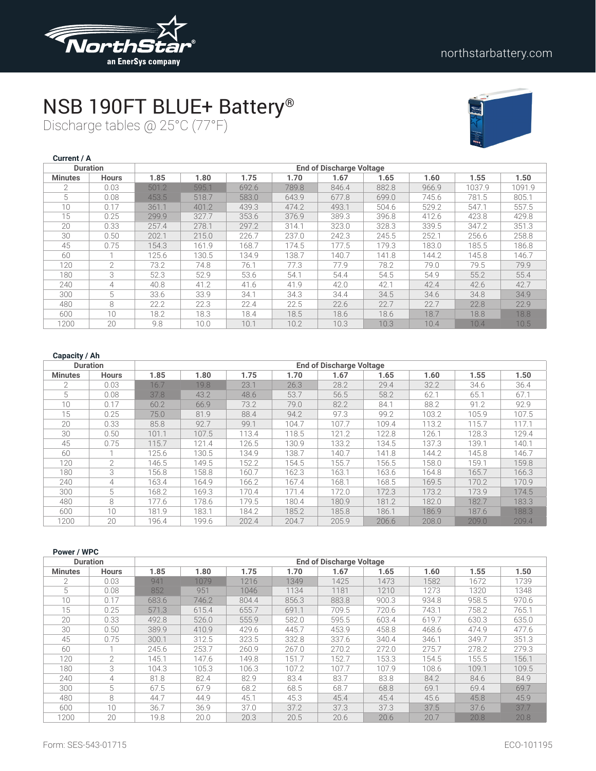# NSB 190FT BLUE+ Battery®

Discharge tables @ 25°C (77°F)

**Current / A**

| Duration | | End of Discharge Voltage | | | | | | | | |
|---|---|---|---|---|---|---|---|---|---|---|
| Minutes | Hours | 1.85 | 1.80 | 1.75 | 1.70 | 1.67 | 1.65 | 1.60 | 1.55 | 1.50 |
| 2 | 0.03 | 501.2 | 595.1 | 692.6 | 789.8 | 846.4 | 882.8 | 966.9 | 1037.9 | 1091.9 |
| 5 | 0.08 | 453.5 | 518.7 | 583.0 | 643.9 | 677.8 | 699.0 | 745.6 | 781.5 | 805.1 |
| 10 | 0.17 | 361.1 | 401.2 | 439.3 | 474.2 | 493.1 | 504.6 | 529.2 | 547.1 | 557.5 |
| 15 | 0.25 | 299.9 | 327.7 | 353.6 | 376.9 | 389.3 | 396.8 | 412.6 | 423.8 | 429.8 |
| 20 | 0.33 | 257.4 | 278.1 | 297.2 | 314.1 | 323.0 | 328.3 | 339.5 | 347.2 | 351.3 |
| 30 | 0.50 | 202.1 | 215.0 | 226.7 | 237.0 | 242.3 | 245.5 | 252.1 | 256.6 | 258.8 |
| 45 | 0.75 | 154.3 | 161.9 | 168.7 | 174.5 | 177.5 | 179.3 | 183.0 | 185.5 | 186.8 |
| 60 | 1 | 125.6 | 130.5 | 134.9 | 138.7 | 140.7 | 141.8 | 144.2 | 145.8 | 146.7 |
| 120 | 2 | 73.2 | 74.8 | 76.1 | 77.3 | 77.9 | 78.2 | 79.0 | 79.5 | 79.9 |
| 180 | 3 | 52.3 | 52.9 | 53.6 | 54.1 | 54.4 | 54.5 | 54.9 | 55.2 | 55.4 |
| 240 | 4 | 40.8 | 41.2 | 41.6 | 41.9 | 42.0 | 42.1 | 42.4 | 42.6 | 42.7 |
| 300 | 5 | 33.6 | 33.9 | 34.1 | 34.3 | 34.4 | 34.5 | 34.6 | 34.8 | 34.9 |
| 480 | 8 | 22.2 | 22.3 | 22.4 | 22.5 | 22.6 | 22.7 | 22.7 | 22.8 | 22.9 |
| 600 | 10 | 18.2 | 18.3 | 18.4 | 18.5 | 18.6 | 18.6 | 18.7 | 18.8 | 18.8 |
| 1200 | 20 | 9.8 | 10.0 | 10.1 | 10.2 | 10.3 | 10.3 | 10.4 | 10.4 | 10.5 |

**Capacity / Ah**

| Duration | | End of Discharge Voltage | | | | | | | | |
|---|---|---|---|---|---|---|---|---|---|---|
| Minutes | Hours | 1.85 | 1.80 | 1.75 | 1.70 | 1.67 | 1.65 | 1.60 | 1.55 | 1.50 |
| 2 | 0.03 | 16.7 | 19.8 | 23.1 | 26.3 | 28.2 | 29.4 | 32.2 | 34.6 | 36.4 |
| 5 | 0.08 | 37.8 | 43.2 | 48.6 | 53.7 | 56.5 | 58.2 | 62.1 | 65.1 | 67.1 |
| 10 | 0.17 | 60.2 | 66.9 | 73.2 | 79.0 | 82.2 | 84.1 | 88.2 | 91.2 | 92.9 |
| 15 | 0.25 | 75.0 | 81.9 | 88.4 | 94.2 | 97.3 | 99.2 | 103.2 | 105.9 | 107.5 |
| 20 | 0.33 | 85.8 | 92.7 | 99.1 | 104.7 | 107.7 | 109.4 | 113.2 | 115.7 | 117.1 |
| 30 | 0.50 | 101.1 | 107.5 | 113.4 | 118.5 | 121.2 | 122.8 | 126.1 | 128.3 | 129.4 |
| 45 | 0.75 | 115.7 | 121.4 | 126.5 | 130.9 | 133.2 | 134.5 | 137.3 | 139.1 | 140.1 |
| 60 | 1 | 125.6 | 130.5 | 134.9 | 138.7 | 140.7 | 141.8 | 144.2 | 145.8 | 146.7 |
| 120 | 2 | 146.5 | 149.5 | 152.2 | 154.5 | 155.7 | 156.5 | 158.0 | 159.1 | 159.8 |
| 180 | 3 | 156.8 | 158.8 | 160.7 | 162.3 | 163.1 | 163.6 | 164.8 | 165.7 | 166.3 |
| 240 | 4 | 163.4 | 164.9 | 166.2 | 167.4 | 168.1 | 168.5 | 169.5 | 170.2 | 170.9 |
| 300 | 5 | 168.2 | 169.3 | 170.4 | 171.4 | 172.0 | 172.3 | 173.2 | 173.9 | 174.5 |
| 480 | 8 | 177.6 | 178.6 | 179.5 | 180.4 | 180.9 | 181.2 | 182.0 | 182.7 | 183.3 |
| 600 | 10 | 181.9 | 183.1 | 184.2 | 185.2 | 185.8 | 186.1 | 186.9 | 187.6 | 188.3 |
| 1200 | 20 | 196.4 | 199.6 | 202.4 | 204.7 | 205.9 | 206.6 | 208.0 | 209.0 | 209.4 |

**Power / WPC**

| Duration | | End of Discharge Voltage | | | | | | | | |
|---|---|---|---|---|---|---|---|---|---|---|
| Minutes | Hours | 1.85 | 1.80 | 1.75 | 1.70 | 1.67 | 1.65 | 1.60 | 1.55 | 1.50 |
| 2 | 0.03 | 941 | 1079 | 1216 | 1349 | 1425 | 1473 | 1582 | 1672 | 1739 |
| 5 | 0.08 | 852 | 951 | 1046 | 1134 | 1181 | 1210 | 1273 | 1320 | 1348 |
| 10 | 0.17 | 683.6 | 746.2 | 804.4 | 856.3 | 883.8 | 900.3 | 934.8 | 958.5 | 970.6 |
| 15 | 0.25 | 571.3 | 615.4 | 655.7 | 691.1 | 709.5 | 720.6 | 743.1 | 758.2 | 765.1 |
| 20 | 0.33 | 492.8 | 526.0 | 555.9 | 582.0 | 595.5 | 603.4 | 619.7 | 630.3 | 635.0 |
| 30 | 0.50 | 389.9 | 410.9 | 429.6 | 445.7 | 453.9 | 458.8 | 468.6 | 474.9 | 477.6 |
| 45 | 0.75 | 300.1 | 312.5 | 323.5 | 332.8 | 337.6 | 340.4 | 346.1 | 349.7 | 351.3 |
| 60 | 1 | 245.6 | 253.7 | 260.9 | 267.0 | 270.2 | 272.0 | 275.7 | 278.2 | 279.3 |
| 120 | 2 | 145.1 | 147.6 | 149.8 | 151.7 | 152.7 | 153.3 | 154.5 | 155.5 | 156.1 |
| 180 | 3 | 104.3 | 105.3 | 106.3 | 107.2 | 107.7 | 107.9 | 108.6 | 109.1 | 109.5 |
| 240 | 4 | 81.8 | 82.4 | 82.9 | 83.4 | 83.7 | 83.8 | 84.2 | 84.6 | 84.9 |
| 300 | 5 | 67.5 | 67.9 | 68.2 | 68.5 | 68.7 | 68.8 | 69.1 | 69.4 | 69.7 |
| 480 | 8 | 44.7 | 44.9 | 45.1 | 45.3 | 45.4 | 45.4 | 45.6 | 45.8 | 45.9 |
| 600 | 10 | 36.7 | 36.9 | 37.0 | 37.2 | 37.3 | 37.3 | 37.5 | 37.6 | 37.7 |
| 1200 | 20 | 19.8 | 20.0 | 20.3 | 20.5 | 20.6 | 20.6 | 20.7 | 20.8 | 20.8 |

Form: SES-543-01715

ECO-101195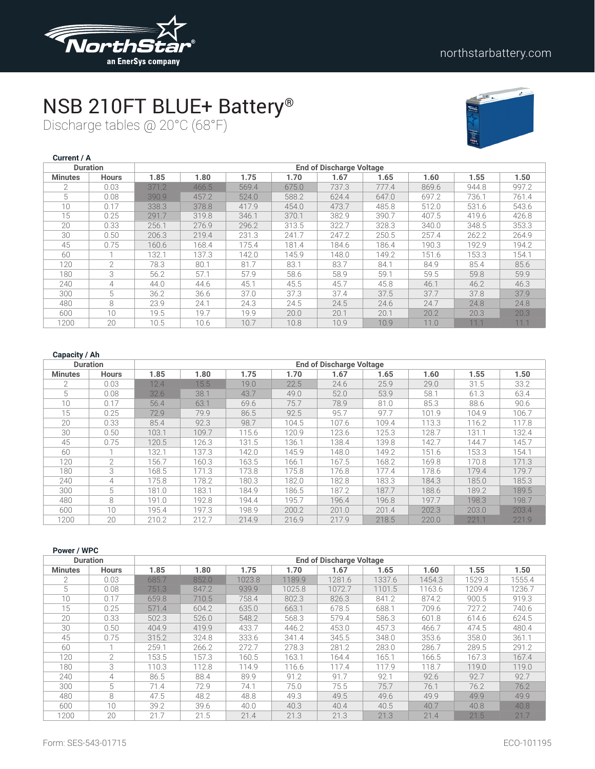# NSB 210FT BLUE+ Battery®

Discharge tables @ 20°C (68°F)

**Current / A**

| Duration | | End of Discharge Voltage | | | | | | | | |
|---|---|---|---|---|---|---|---|---|---|---|
| Minutes | Hours | 1.85 | 1.80 | 1.75 | 1.70 | 1.67 | 1.65 | 1.60 | 1.55 | 1.50 |
| 2 | 0.03 | 371.2 | 466.5 | 569.4 | 675.0 | 737.3 | 777.4 | 869.6 | 944.8 | 997.2 |
| 5 | 0.08 | 390.9 | 457.2 | 524.0 | 588.2 | 624.4 | 647.0 | 697.2 | 736.1 | 761.4 |
| 10 | 0.17 | 338.3 | 378.8 | 417.9 | 454.0 | 473.7 | 485.8 | 512.0 | 531.6 | 543.6 |
| 15 | 0.25 | 291.7 | 319.8 | 346.1 | 370.1 | 382.9 | 390.7 | 407.5 | 419.6 | 426.8 |
| 20 | 0.33 | 256.1 | 276.9 | 296.2 | 313.5 | 322.7 | 328.3 | 340.0 | 348.5 | 353.3 |
| 30 | 0.50 | 206.3 | 219.4 | 231.3 | 241.7 | 247.2 | 250.5 | 257.4 | 262.2 | 264.9 |
| 45 | 0.75 | 160.6 | 168.4 | 175.4 | 181.4 | 184.6 | 186.4 | 190.3 | 192.9 | 194.2 |
| 60 | 1 | 132.1 | 137.3 | 142.0 | 145.9 | 148.0 | 149.2 | 151.6 | 153.3 | 154.1 |
| 120 | 2 | 78.3 | 80.1 | 81.7 | 83.1 | 83.7 | 84.1 | 84.9 | 85.4 | 85.6 |
| 180 | 3 | 56.2 | 57.1 | 57.9 | 58.6 | 58.9 | 59.1 | 59.5 | 59.8 | 59.9 |
| 240 | 4 | 44.0 | 44.6 | 45.1 | 45.5 | 45.7 | 45.8 | 46.1 | 46.2 | 46.3 |
| 300 | 5 | 36.2 | 36.6 | 37.0 | 37.3 | 37.4 | 37.5 | 37.7 | 37.8 | 37.9 |
| 480 | 8 | 23.9 | 24.1 | 24.3 | 24.5 | 24.5 | 24.6 | 24.7 | 24.8 | 24.8 |
| 600 | 10 | 19.5 | 19.7 | 19.9 | 20.0 | 20.1 | 20.1 | 20.2 | 20.3 | 20.3 |
| 1200 | 20 | 10.5 | 10.6 | 10.7 | 10.8 | 10.9 | 10.9 | 11.0 | 11.1 | 11.1 |

**Capacity / Ah**

| Duration | | End of Discharge Voltage | | | | | | | | |
|---|---|---|---|---|---|---|---|---|---|---|
| Minutes | Hours | 1.85 | 1.80 | 1.75 | 1.70 | 1.67 | 1.65 | 1.60 | 1.55 | 1.50 |
| 2 | 0.03 | 12.4 | 15.5 | 19.0 | 22.5 | 24.6 | 25.9 | 29.0 | 31.5 | 33.2 |
| 5 | 0.08 | 32.6 | 38.1 | 43.7 | 49.0 | 52.0 | 53.9 | 58.1 | 61.3 | 63.4 |
| 10 | 0.17 | 56.4 | 63.1 | 69.6 | 75.7 | 78.9 | 81.0 | 85.3 | 88.6 | 90.6 |
| 15 | 0.25 | 72.9 | 79.9 | 86.5 | 92.5 | 95.7 | 97.7 | 101.9 | 104.9 | 106.7 |
| 20 | 0.33 | 85.4 | 92.3 | 98.7 | 104.5 | 107.6 | 109.4 | 113.3 | 116.2 | 117.8 |
| 30 | 0.50 | 103.1 | 109.7 | 115.6 | 120.9 | 123.6 | 125.3 | 128.7 | 131.1 | 132.4 |
| 45 | 0.75 | 120.5 | 126.3 | 131.5 | 136.1 | 138.4 | 139.8 | 142.7 | 144.7 | 145.7 |
| 60 | 1 | 132.1 | 137.3 | 142.0 | 145.9 | 148.0 | 149.2 | 151.6 | 153.3 | 154.1 |
| 120 | 2 | 156.7 | 160.3 | 163.5 | 166.1 | 167.5 | 168.2 | 169.8 | 170.8 | 171.3 |
| 180 | 3 | 168.5 | 171.3 | 173.8 | 175.8 | 176.8 | 177.4 | 178.6 | 179.4 | 179.7 |
| 240 | 4 | 175.8 | 178.2 | 180.3 | 182.0 | 182.8 | 183.3 | 184.3 | 185.0 | 185.3 |
| 300 | 5 | 181.0 | 183.1 | 184.9 | 186.5 | 187.2 | 187.7 | 188.6 | 189.2 | 189.5 |
| 480 | 8 | 191.0 | 192.8 | 194.4 | 195.7 | 196.4 | 196.8 | 197.7 | 198.3 | 198.7 |
| 600 | 10 | 195.4 | 197.3 | 198.9 | 200.2 | 201.0 | 201.4 | 202.3 | 203.0 | 203.4 |
| 1200 | 20 | 210.2 | 212.7 | 214.9 | 216.9 | 217.9 | 218.5 | 220.0 | 221.1 | 221.9 |

**Power / WPC**

| Duration | | End of Discharge Voltage | | | | | | | | |
|---|---|---|---|---|---|---|---|---|---|---|
| Minutes | Hours | 1.85 | 1.80 | 1.75 | 1.70 | 1.67 | 1.65 | 1.60 | 1.55 | 1.50 |
| 2 | 0.03 | 685.7 | 852.0 | 1023.8 | 1189.9 | 1281.6 | 1337.6 | 1454.3 | 1529.3 | 1555.4 |
| 5 | 0.08 | 751.3 | 847.2 | 939.9 | 1025.8 | 1072.7 | 1101.5 | 1163.6 | 1209.4 | 1236.7 |
| 10 | 0.17 | 659.8 | 710.5 | 758.4 | 802.3 | 826.3 | 841.2 | 874.2 | 900.5 | 919.3 |
| 15 | 0.25 | 571.4 | 604.2 | 635.0 | 663.1 | 678.5 | 688.1 | 709.6 | 727.2 | 740.6 |
| 20 | 0.33 | 502.3 | 526.0 | 548.2 | 568.3 | 579.4 | 586.3 | 601.8 | 614.6 | 624.5 |
| 30 | 0.50 | 404.9 | 419.9 | 433.7 | 446.2 | 453.0 | 457.3 | 466.7 | 474.5 | 480.4 |
| 45 | 0.75 | 315.2 | 324.8 | 333.6 | 341.4 | 345.5 | 348.0 | 353.6 | 358.0 | 361.1 |
| 60 | 1 | 259.1 | 266.2 | 272.7 | 278.3 | 281.2 | 283.0 | 286.7 | 289.5 | 291.2 |
| 120 | 2 | 153.5 | 157.3 | 160.5 | 163.1 | 164.4 | 165.1 | 166.5 | 167.3 | 167.4 |
| 180 | 3 | 110.3 | 112.8 | 114.9 | 116.6 | 117.4 | 117.9 | 118.7 | 119.0 | 119.0 |
| 240 | 4 | 86.5 | 88.4 | 89.9 | 91.2 | 91.7 | 92.1 | 92.6 | 92.7 | 92.7 |
| 300 | 5 | 71.4 | 72.9 | 74.1 | 75.0 | 75.5 | 75.7 | 76.1 | 76.2 | 76.2 |
| 480 | 8 | 47.5 | 48.2 | 48.8 | 49.3 | 49.5 | 49.6 | 49.9 | 49.9 | 49.9 |
| 600 | 10 | 39.2 | 39.6 | 40.0 | 40.3 | 40.4 | 40.5 | 40.7 | 40.8 | 40.8 |
| 1200 | 20 | 21.7 | 21.5 | 21.4 | 21.3 | 21.3 | 21.3 | 21.4 | 21.5 | 21.7 |

Form: SES-543-01715

ECO-101195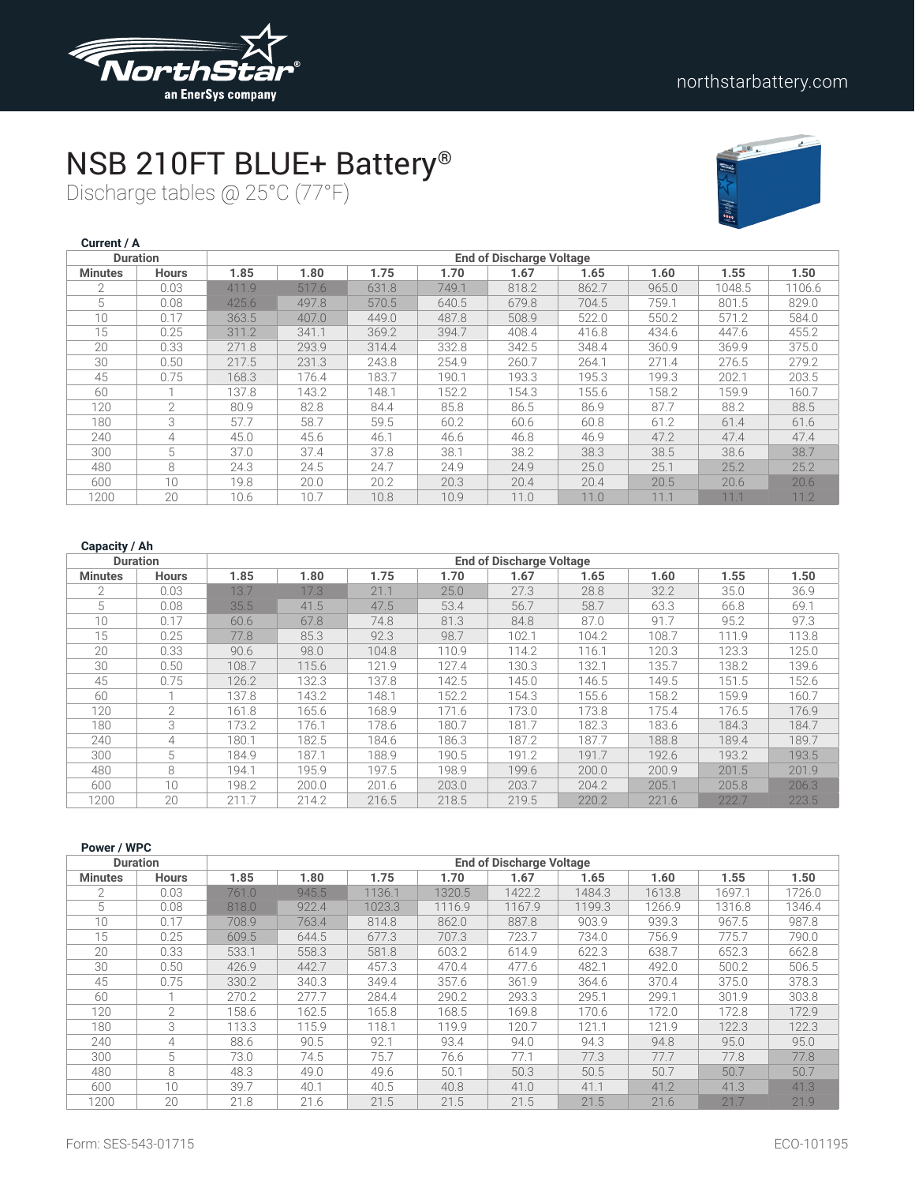northstarbattery.com

# NSB 210FT BLUE+ Battery®

Discharge tables @ 25°C (77°F)

**Current / A**

| Duration | | End of Discharge Voltage | | | | | | | | |
|---|---|---|---|---|---|---|---|---|---|---|
| Minutes | Hours | 1.85 | 1.80 | 1.75 | 1.70 | 1.67 | 1.65 | 1.60 | 1.55 | 1.50 |
| 2 | 0.03 | 411.9 | 517.6 | 631.8 | 749.1 | 818.2 | 862.7 | 965.0 | 1048.5 | 1106.6 |
| 5 | 0.08 | 425.6 | 497.8 | 570.5 | 640.5 | 679.8 | 704.5 | 759.1 | 801.5 | 829.0 |
| 10 | 0.17 | 363.5 | 407.0 | 449.0 | 487.8 | 508.9 | 522.0 | 550.2 | 571.2 | 584.0 |
| 15 | 0.25 | 311.2 | 341.1 | 369.2 | 394.7 | 408.4 | 416.8 | 434.6 | 447.6 | 455.2 |
| 20 | 0.33 | 271.8 | 293.9 | 314.4 | 332.8 | 342.5 | 348.4 | 360.9 | 369.9 | 375.0 |
| 30 | 0.50 | 217.5 | 231.3 | 243.8 | 254.9 | 260.7 | 264.1 | 271.4 | 276.5 | 279.2 |
| 45 | 0.75 | 168.3 | 176.4 | 183.7 | 190.1 | 193.3 | 195.3 | 199.3 | 202.1 | 203.5 |
| 60 | 1 | 137.8 | 143.2 | 148.1 | 152.2 | 154.3 | 155.6 | 158.2 | 159.9 | 160.7 |
| 120 | 2 | 80.9 | 82.8 | 84.4 | 85.8 | 86.5 | 86.9 | 87.7 | 88.2 | 88.5 |
| 180 | 3 | 57.7 | 58.7 | 59.5 | 60.2 | 60.6 | 60.8 | 61.2 | 61.4 | 61.6 |
| 240 | 4 | 45.0 | 45.6 | 46.1 | 46.6 | 46.8 | 46.9 | 47.2 | 47.4 | 47.4 |
| 300 | 5 | 37.0 | 37.4 | 37.8 | 38.1 | 38.2 | 38.3 | 38.5 | 38.6 | 38.7 |
| 480 | 8 | 24.3 | 24.5 | 24.7 | 24.9 | 24.9 | 25.0 | 25.1 | 25.2 | 25.2 |
| 600 | 10 | 19.8 | 20.0 | 20.2 | 20.3 | 20.4 | 20.4 | 20.5 | 20.6 | 20.6 |
| 1200 | 20 | 10.6 | 10.7 | 10.8 | 10.9 | 11.0 | 11.0 | 11.1 | 11.1 | 11.2 |

**Capacity / Ah**

| Duration | | End of Discharge Voltage | | | | | | | | |
|---|---|---|---|---|---|---|---|---|---|---|
| Minutes | Hours | 1.85 | 1.80 | 1.75 | 1.70 | 1.67 | 1.65 | 1.60 | 1.55 | 1.50 |
| 2 | 0.03 | 13.7 | 17.3 | 21.1 | 25.0 | 27.3 | 28.8 | 32.2 | 35.0 | 36.9 |
| 5 | 0.08 | 35.5 | 41.5 | 47.5 | 53.4 | 56.7 | 58.7 | 63.3 | 66.8 | 69.1 |
| 10 | 0.17 | 60.6 | 67.8 | 74.8 | 81.3 | 84.8 | 87.0 | 91.7 | 95.2 | 97.3 |
| 15 | 0.25 | 77.8 | 85.3 | 92.3 | 98.7 | 102.1 | 104.2 | 108.7 | 111.9 | 113.8 |
| 20 | 0.33 | 90.6 | 98.0 | 104.8 | 110.9 | 114.2 | 116.1 | 120.3 | 123.3 | 125.0 |
| 30 | 0.50 | 108.7 | 115.6 | 121.9 | 127.4 | 130.3 | 132.1 | 135.7 | 138.2 | 139.6 |
| 45 | 0.75 | 126.2 | 132.3 | 137.8 | 142.5 | 145.0 | 146.5 | 149.5 | 151.5 | 152.6 |
| 60 | 1 | 137.8 | 143.2 | 148.1 | 152.2 | 154.3 | 155.6 | 158.2 | 159.9 | 160.7 |
| 120 | 2 | 161.8 | 165.6 | 168.9 | 171.6 | 173.0 | 173.8 | 175.4 | 176.5 | 176.9 |
| 180 | 3 | 173.2 | 176.1 | 178.6 | 180.7 | 181.7 | 182.3 | 183.6 | 184.3 | 184.7 |
| 240 | 4 | 180.1 | 182.5 | 184.6 | 186.3 | 187.2 | 187.7 | 188.8 | 189.4 | 189.7 |
| 300 | 5 | 184.9 | 187.1 | 188.9 | 190.5 | 191.2 | 191.7 | 192.6 | 193.2 | 193.5 |
| 480 | 8 | 194.1 | 195.9 | 197.5 | 198.9 | 199.6 | 200.0 | 200.9 | 201.5 | 201.9 |
| 600 | 10 | 198.2 | 200.0 | 201.6 | 203.0 | 203.7 | 204.2 | 205.1 | 205.8 | 206.3 |
| 1200 | 20 | 211.7 | 214.2 | 216.5 | 218.5 | 219.5 | 220.2 | 221.6 | 222.7 | 223.5 |

**Power / WPC**

| Duration | | End of Discharge Voltage | | | | | | | | |
|---|---|---|---|---|---|---|---|---|---|---|
| Minutes | Hours | 1.85 | 1.80 | 1.75 | 1.70 | 1.67 | 1.65 | 1.60 | 1.55 | 1.50 |
| 2 | 0.03 | 761.0 | 945.5 | 1136.1 | 1320.5 | 1422.2 | 1484.3 | 1613.8 | 1697.1 | 1726.0 |
| 5 | 0.08 | 818.0 | 922.4 | 1023.3 | 1116.9 | 1167.9 | 1199.3 | 1266.9 | 1316.8 | 1346.4 |
| 10 | 0.17 | 708.9 | 763.4 | 814.8 | 862.0 | 887.8 | 903.9 | 939.3 | 967.5 | 987.8 |
| 15 | 0.25 | 609.5 | 644.5 | 677.3 | 707.3 | 723.7 | 734.0 | 756.9 | 775.7 | 790.0 |
| 20 | 0.33 | 533.1 | 558.3 | 581.8 | 603.2 | 614.9 | 622.3 | 638.7 | 652.3 | 662.8 |
| 30 | 0.50 | 426.9 | 442.7 | 457.3 | 470.4 | 477.6 | 482.1 | 492.0 | 500.2 | 506.5 |
| 45 | 0.75 | 330.2 | 340.3 | 349.4 | 357.6 | 361.9 | 364.6 | 370.4 | 375.0 | 378.3 |
| 60 | 1 | 270.2 | 277.7 | 284.4 | 290.2 | 293.3 | 295.1 | 299.1 | 301.9 | 303.8 |
| 120 | 2 | 158.6 | 162.5 | 165.8 | 168.5 | 169.8 | 170.6 | 172.0 | 172.8 | 172.9 |
| 180 | 3 | 113.3 | 115.9 | 118.1 | 119.9 | 120.7 | 121.1 | 121.9 | 122.3 | 122.3 |
| 240 | 4 | 88.6 | 90.5 | 92.1 | 93.4 | 94.0 | 94.3 | 94.8 | 95.0 | 95.0 |
| 300 | 5 | 73.0 | 74.5 | 75.7 | 76.6 | 77.1 | 77.3 | 77.7 | 77.8 | 77.8 |
| 480 | 8 | 48.3 | 49.0 | 49.6 | 50.1 | 50.3 | 50.5 | 50.7 | 50.7 | 50.7 |
| 600 | 10 | 39.7 | 40.1 | 40.5 | 40.8 | 41.0 | 41.1 | 41.2 | 41.3 | 41.3 |
| 1200 | 20 | 21.8 | 21.6 | 21.5 | 21.5 | 21.5 | 21.5 | 21.6 | 21.7 | 21.9 |

Form: SES-543-01715

ECO-101195